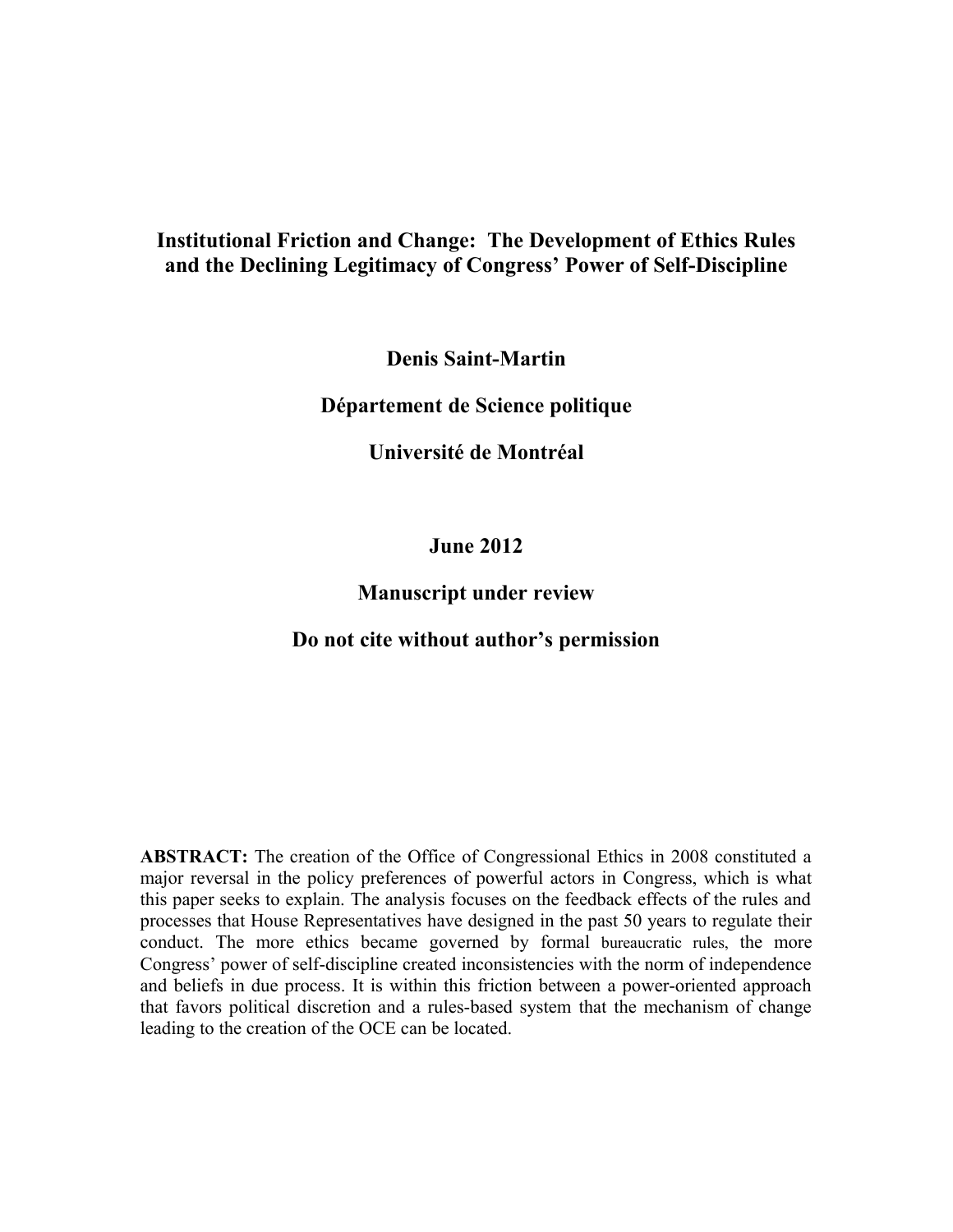# Institutional Friction and Change: The Development of Ethics Rules and the Declining Legitimacy of Congress' Power of Self-Discipline

**Denis Saint-Martin**

**Département de Science politique**

**Université de Montréal**

**June 2012**

**Manuscript under review**

**Do not cite without author's permission**

**ABSTRACT:** The creation of the Office of Congressional Ethics in 2008 constituted a major reversal in the policy preferences of powerful actors in Congress, which is what this paper seeks to explain. The analysis focuses on the feedback effects of the rules and processes that House Representatives have designed in the past 50 years to regulate their conduct. The more ethics became governed by formal bureaucratic rules, the more Congress' power of self-discipline created inconsistencies with the norm of independence and beliefs in due process. It is within this friction between a power-oriented approach that favors political discretion and a rules-based system that the mechanism of change leading to the creation of the OCE can be located.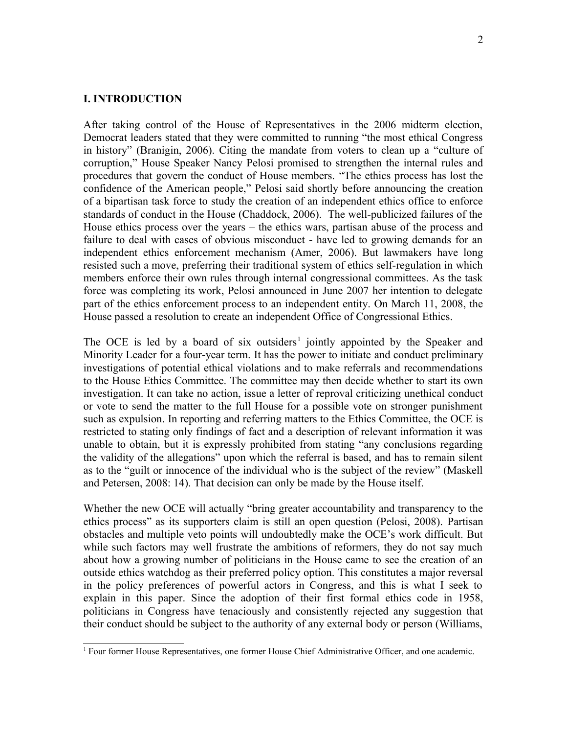## I. INTRODUCTION

After taking control of the House of Representatives in the 2006 midterm election, Democrat leaders stated that they were committed to running "the most ethical Congress in history" (Branigin, 2006). Citing the mandate from voters to clean up a "culture of corruption," House Speaker Nancy Pelosi promised to strengthen the internal rules and procedures that govern the conduct of House members. "The ethics process has lost the confidence of the American people," Pelosi said shortly before announcing the creation of a bipartisan task force to study the creation of an independent ethics office to enforce standards of conduct in the House (Chaddock, 2006). The well-publicized failures of the House ethics process over the years – the ethics wars, partisan abuse of the process and failure to deal with cases of obvious misconduct - have led to growing demands for an independent ethics enforcement mechanism (Amer, 2006). But lawmakers have long resisted such a move, preferring their traditional system of ethics self-regulation in which members enforce their own rules through internal congressional committees. As the task force was completing its work, Pelosi announced in June 2007 her intention to delegate part of the ethics enforcement process to an independent entity. On March 11, 2008, the House passed a resolution to create an independent Office of Congressional Ethics.

The OCE is led by a board of six outsiders[1] jointly appointed by the Speaker and Minority Leader for a four-year term. It has the power to initiate and conduct preliminary investigations of potential ethical violations and to make referrals and recommendations to the House Ethics Committee. The committee may then decide whether to start its own investigation. It can take no action, issue a letter of reproval criticizing unethical conduct or vote to send the matter to the full House for a possible vote on stronger punishment such as expulsion. In reporting and referring matters to the Ethics Committee, the OCE is restricted to stating only findings of fact and a description of relevant information it was unable to obtain, but it is expressly prohibited from stating "any conclusions regarding the validity of the allegations" upon which the referral is based, and has to remain silent as to the "guilt or innocence of the individual who is the subject of the review" (Maskell and Petersen, 2008: 14). That decision can only be made by the House itself.

Whether the new OCE will actually "bring greater accountability and transparency to the ethics process" as its supporters claim is still an open question (Pelosi, 2008). Partisan obstacles and multiple veto points will undoubtedly make the OCE's work difficult. But while such factors may well frustrate the ambitions of reformers, they do not say much about how a growing number of politicians in the House came to see the creation of an outside ethics watchdog as their preferred policy option. This constitutes a major reversal in the policy preferences of powerful actors in Congress, and this is what I seek to explain in this paper. Since the adoption of their first formal ethics code in 1958, politicians in Congress have tenaciously and consistently rejected any suggestion that their conduct should be subject to the authority of any external body or person (Williams,

[1] Four former House Representatives, one former House Chief Administrative Officer, and one academic.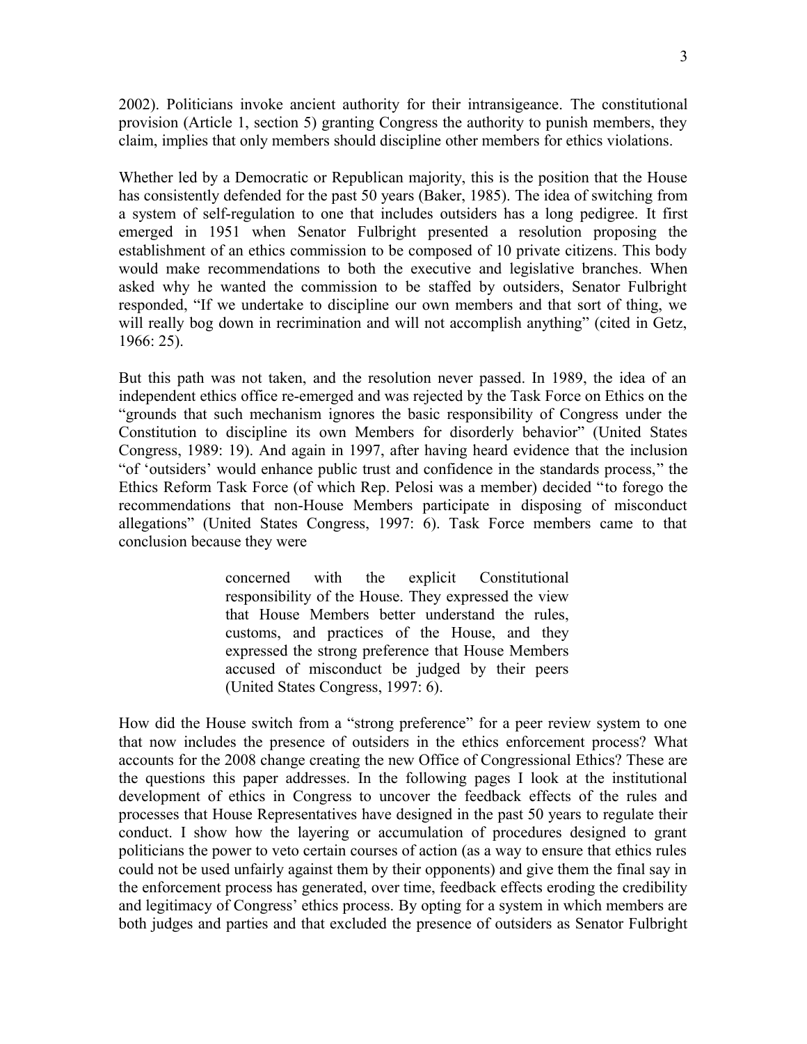2002). Politicians invoke ancient authority for their intransigeance. The constitutional provision (Article 1, section 5) granting Congress the authority to punish members, they claim, implies that only members should discipline other members for ethics violations.

Whether led by a Democratic or Republican majority, this is the position that the House has consistently defended for the past 50 years (Baker, 1985). The idea of switching from a system of self-regulation to one that includes outsiders has a long pedigree. It first emerged in 1951 when Senator Fulbright presented a resolution proposing the establishment of an ethics commission to be composed of 10 private citizens. This body would make recommendations to both the executive and legislative branches. When asked why he wanted the commission to be staffed by outsiders, Senator Fulbright responded, "If we undertake to discipline our own members and that sort of thing, we will really bog down in recrimination and will not accomplish anything" (cited in Getz, 1966: 25).

But this path was not taken, and the resolution never passed. In 1989, the idea of an independent ethics office re-emerged and was rejected by the Task Force on Ethics on the "grounds that such mechanism ignores the basic responsibility of Congress under the Constitution to discipline its own Members for disorderly behavior" (United States Congress, 1989: 19). And again in 1997, after having heard evidence that the inclusion "of 'outsiders' would enhance public trust and confidence in the standards process," the Ethics Reform Task Force (of which Rep. Pelosi was a member) decided "to forego the recommendations that non-House Members participate in disposing of misconduct allegations" (United States Congress, 1997: 6). Task Force members came to that conclusion because they were

> concerned with the explicit Constitutional responsibility of the House. They expressed the view that House Members better understand the rules, customs, and practices of the House, and they expressed the strong preference that House Members accused of misconduct be judged by their peers (United States Congress, 1997: 6).

How did the House switch from a "strong preference" for a peer review system to one that now includes the presence of outsiders in the ethics enforcement process? What accounts for the 2008 change creating the new Office of Congressional Ethics? These are the questions this paper addresses. In the following pages I look at the institutional development of ethics in Congress to uncover the feedback effects of the rules and processes that House Representatives have designed in the past 50 years to regulate their conduct. I show how the layering or accumulation of procedures designed to grant politicians the power to veto certain courses of action (as a way to ensure that ethics rules could not be used unfairly against them by their opponents) and give them the final say in the enforcement process has generated, over time, feedback effects eroding the credibility and legitimacy of Congress' ethics process. By opting for a system in which members are both judges and parties and that excluded the presence of outsiders as Senator Fulbright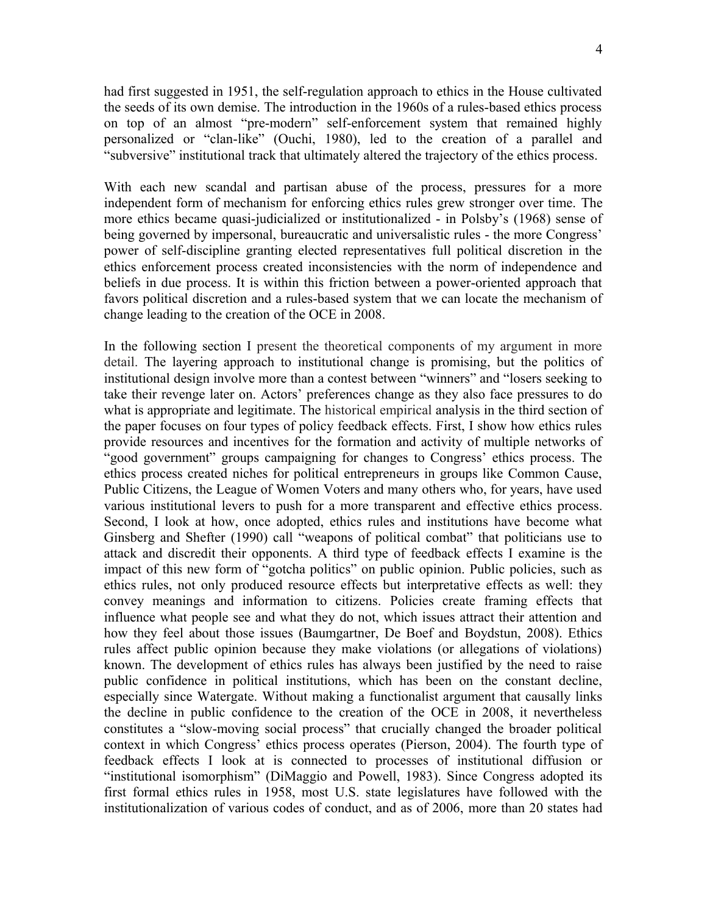had first suggested in 1951, the self-regulation approach to ethics in the House cultivated the seeds of its own demise. The introduction in the 1960s of a rules-based ethics process on top of an almost "pre-modern" self-enforcement system that remained highly personalized or "clan-like" (Ouchi, 1980), led to the creation of a parallel and "subversive" institutional track that ultimately altered the trajectory of the ethics process.

With each new scandal and partisan abuse of the process, pressures for a more independent form of mechanism for enforcing ethics rules grew stronger over time. The more ethics became quasi-judicialized or institutionalized - in Polsby's (1968) sense of being governed by impersonal, bureaucratic and universalistic rules - the more Congress' power of self-discipline granting elected representatives full political discretion in the ethics enforcement process created inconsistencies with the norm of independence and beliefs in due process. It is within this friction between a power-oriented approach that favors political discretion and a rules-based system that we can locate the mechanism of change leading to the creation of the OCE in 2008.

In the following section I present the theoretical components of my argument in more detail. The layering approach to institutional change is promising, but the politics of institutional design involve more than a contest between "winners" and "losers seeking to take their revenge later on. Actors' preferences change as they also face pressures to do what is appropriate and legitimate. The historical empirical analysis in the third section of the paper focuses on four types of policy feedback effects. First, I show how ethics rules provide resources and incentives for the formation and activity of multiple networks of "good government" groups campaigning for changes to Congress' ethics process. The ethics process created niches for political entrepreneurs in groups like Common Cause, Public Citizens, the League of Women Voters and many others who, for years, have used various institutional levers to push for a more transparent and effective ethics process. Second, I look at how, once adopted, ethics rules and institutions have become what Ginsberg and Shefter (1990) call "weapons of political combat" that politicians use to attack and discredit their opponents. A third type of feedback effects I examine is the impact of this new form of "gotcha politics" on public opinion. Public policies, such as ethics rules, not only produced resource effects but interpretative effects as well: they convey meanings and information to citizens. Policies create framing effects that influence what people see and what they do not, which issues attract their attention and how they feel about those issues (Baumgartner, De Boef and Boydstun, 2008). Ethics rules affect public opinion because they make violations (or allegations of violations) known. The development of ethics rules has always been justified by the need to raise public confidence in political institutions, which has been on the constant decline, especially since Watergate. Without making a functionalist argument that causally links the decline in public confidence to the creation of the OCE in 2008, it nevertheless constitutes a "slow-moving social process" that crucially changed the broader political context in which Congress' ethics process operates (Pierson, 2004). The fourth type of feedback effects I look at is connected to processes of institutional diffusion or "institutional isomorphism" (DiMaggio and Powell, 1983). Since Congress adopted its first formal ethics rules in 1958, most U.S. state legislatures have followed with the institutionalization of various codes of conduct, and as of 2006, more than 20 states had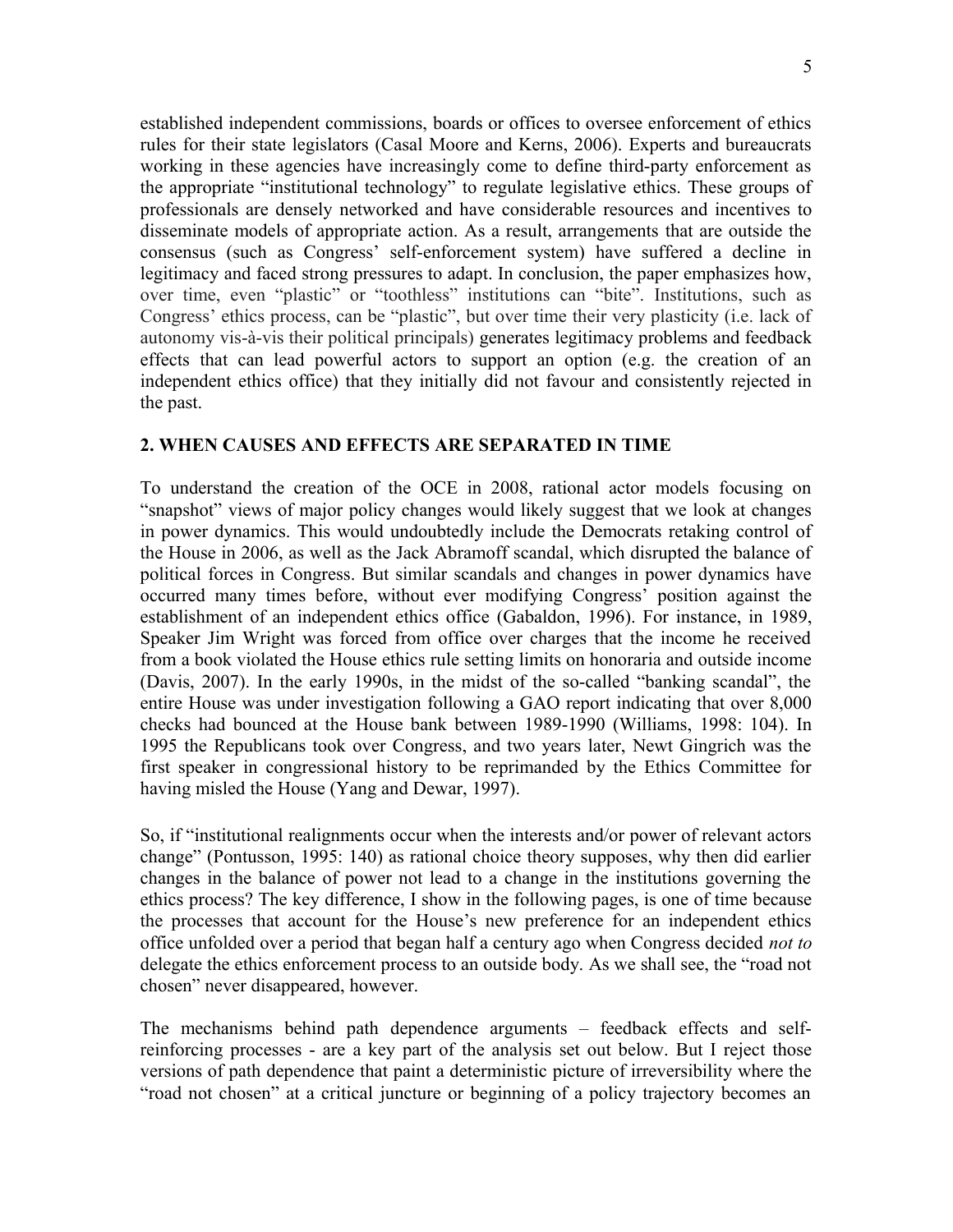established independent commissions, boards or offices to oversee enforcement of ethics rules for their state legislators (Casal Moore and Kerns, 2006). Experts and bureaucrats working in these agencies have increasingly come to define third-party enforcement as the appropriate "institutional technology" to regulate legislative ethics. These groups of professionals are densely networked and have considerable resources and incentives to disseminate models of appropriate action. As a result, arrangements that are outside the consensus (such as Congress' self-enforcement system) have suffered a decline in legitimacy and faced strong pressures to adapt. In conclusion, the paper emphasizes how, over time, even "plastic" or "toothless" institutions can "bite". Institutions, such as Congress' ethics process, can be "plastic", but over time their very plasticity (i.e. lack of autonomy vis-à-vis their political principals) generates legitimacy problems and feedback effects that can lead powerful actors to support an option (e.g. the creation of an independent ethics office) that they initially did not favour and consistently rejected in the past.

## 2. WHEN CAUSES AND EFFECTS ARE SEPARATED IN TIME

To understand the creation of the OCE in 2008, rational actor models focusing on "snapshot" views of major policy changes would likely suggest that we look at changes in power dynamics. This would undoubtedly include the Democrats retaking control of the House in 2006, as well as the Jack Abramoff scandal, which disrupted the balance of political forces in Congress. But similar scandals and changes in power dynamics have occurred many times before, without ever modifying Congress' position against the establishment of an independent ethics office (Gabaldon, 1996). For instance, in 1989, Speaker Jim Wright was forced from office over charges that the income he received from a book violated the House ethics rule setting limits on honoraria and outside income (Davis, 2007). In the early 1990s, in the midst of the so-called "banking scandal", the entire House was under investigation following a GAO report indicating that over 8,000 checks had bounced at the House bank between 1989-1990 (Williams, 1998: 104). In 1995 the Republicans took over Congress, and two years later, Newt Gingrich was the first speaker in congressional history to be reprimanded by the Ethics Committee for having misled the House (Yang and Dewar, 1997).

So, if "institutional realignments occur when the interests and/or power of relevant actors change" (Pontusson, 1995: 140) as rational choice theory supposes, why then did earlier changes in the balance of power not lead to a change in the institutions governing the ethics process? The key difference, I show in the following pages, is one of time because the processes that account for the House's new preference for an independent ethics office unfolded over a period that began half a century ago when Congress decided *not to* delegate the ethics enforcement process to an outside body. As we shall see, the "road not chosen" never disappeared, however.

The mechanisms behind path dependence arguments – feedback effects and self-reinforcing processes - are a key part of the analysis set out below. But I reject those versions of path dependence that paint a deterministic picture of irreversibility where the "road not chosen" at a critical juncture or beginning of a policy trajectory becomes an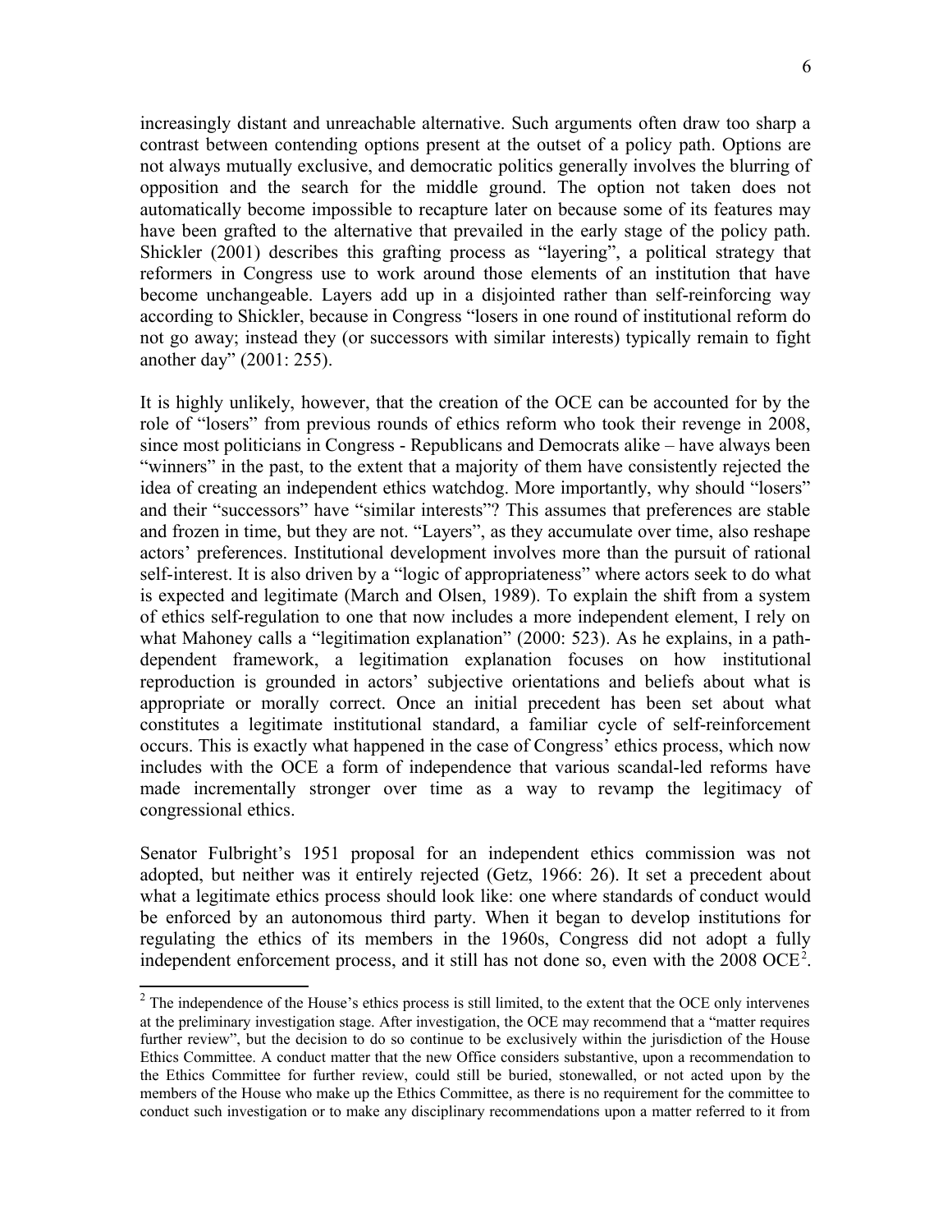increasingly distant and unreachable alternative. Such arguments often draw too sharp a contrast between contending options present at the outset of a policy path. Options are not always mutually exclusive, and democratic politics generally involves the blurring of opposition and the search for the middle ground. The option not taken does not automatically become impossible to recapture later on because some of its features may have been grafted to the alternative that prevailed in the early stage of the policy path. Shickler (2001) describes this grafting process as "layering", a political strategy that reformers in Congress use to work around those elements of an institution that have become unchangeable. Layers add up in a disjointed rather than self-reinforcing way according to Shickler, because in Congress "losers in one round of institutional reform do not go away; instead they (or successors with similar interests) typically remain to fight another day" (2001: 255).

It is highly unlikely, however, that the creation of the OCE can be accounted for by the role of "losers" from previous rounds of ethics reform who took their revenge in 2008, since most politicians in Congress - Republicans and Democrats alike – have always been "winners" in the past, to the extent that a majority of them have consistently rejected the idea of creating an independent ethics watchdog. More importantly, why should "losers" and their "successors" have "similar interests"? This assumes that preferences are stable and frozen in time, but they are not. "Layers", as they accumulate over time, also reshape actors' preferences. Institutional development involves more than the pursuit of rational self-interest. It is also driven by a "logic of appropriateness" where actors seek to do what is expected and legitimate (March and Olsen, 1989). To explain the shift from a system of ethics self-regulation to one that now includes a more independent element, I rely on what Mahoney calls a "legitimation explanation" (2000: 523). As he explains, in a path-dependent framework, a legitimation explanation focuses on how institutional reproduction is grounded in actors' subjective orientations and beliefs about what is appropriate or morally correct. Once an initial precedent has been set about what constitutes a legitimate institutional standard, a familiar cycle of self-reinforcement occurs. This is exactly what happened in the case of Congress' ethics process, which now includes with the OCE a form of independence that various scandal-led reforms have made incrementally stronger over time as a way to revamp the legitimacy of congressional ethics.

Senator Fulbright's 1951 proposal for an independent ethics commission was not adopted, but neither was it entirely rejected (Getz, 1966: 26). It set a precedent about what a legitimate ethics process should look like: one where standards of conduct would be enforced by an autonomous third party. When it began to develop institutions for regulating the ethics of its members in the 1960s, Congress did not adopt a fully independent enforcement process, and it still has not done so, even with the 2008 OCE[2].

[2] The independence of the House's ethics process is still limited, to the extent that the OCE only intervenes at the preliminary investigation stage. After investigation, the OCE may recommend that a "matter requires further review", but the decision to do so continue to be exclusively within the jurisdiction of the House Ethics Committee. A conduct matter that the new Office considers substantive, upon a recommendation to the Ethics Committee for further review, could still be buried, stonewalled, or not acted upon by the members of the House who make up the Ethics Committee, as there is no requirement for the committee to conduct such investigation or to make any disciplinary recommendations upon a matter referred to it from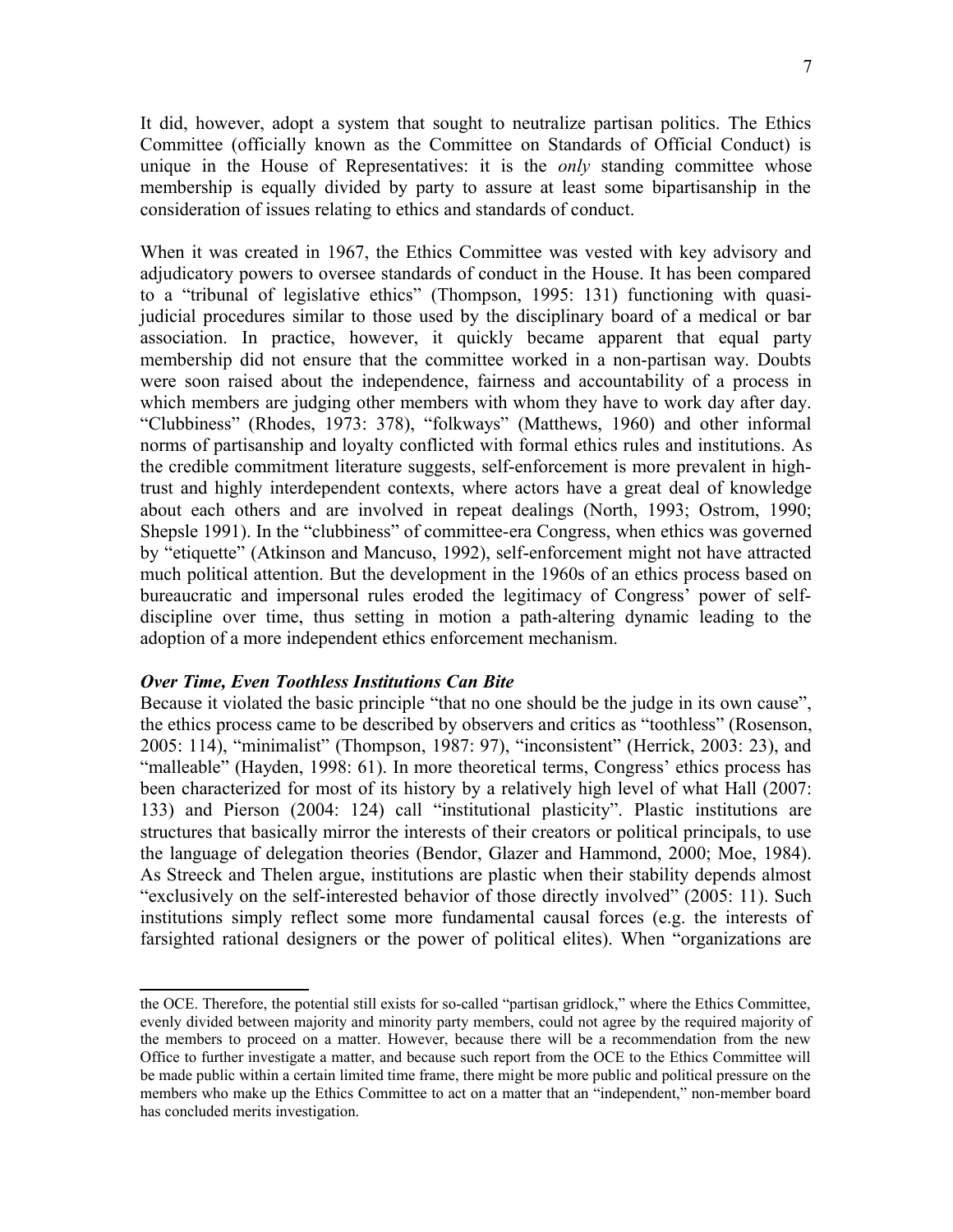It did, however, adopt a system that sought to neutralize partisan politics. The Ethics Committee (officially known as the Committee on Standards of Official Conduct) is unique in the House of Representatives: it is the *only* standing committee whose membership is equally divided by party to assure at least some bipartisanship in the consideration of issues relating to ethics and standards of conduct.

When it was created in 1967, the Ethics Committee was vested with key advisory and adjudicatory powers to oversee standards of conduct in the House. It has been compared to a "tribunal of legislative ethics" (Thompson, 1995: 131) functioning with quasi-judicial procedures similar to those used by the disciplinary board of a medical or bar association. In practice, however, it quickly became apparent that equal party membership did not ensure that the committee worked in a non-partisan way. Doubts were soon raised about the independence, fairness and accountability of a process in which members are judging other members with whom they have to work day after day. "Clubbiness" (Rhodes, 1973: 378), "folkways" (Matthews, 1960) and other informal norms of partisanship and loyalty conflicted with formal ethics rules and institutions. As the credible commitment literature suggests, self-enforcement is more prevalent in high-trust and highly interdependent contexts, where actors have a great deal of knowledge about each others and are involved in repeat dealings (North, 1993; Ostrom, 1990; Shepsle 1991). In the "clubbiness" of committee-era Congress, when ethics was governed by "etiquette" (Atkinson and Mancuso, 1992), self-enforcement might not have attracted much political attention. But the development in the 1960s of an ethics process based on bureaucratic and impersonal rules eroded the legitimacy of Congress' power of self-discipline over time, thus setting in motion a path-altering dynamic leading to the adoption of a more independent ethics enforcement mechanism.

### *Over Time, Even Toothless Institutions Can Bite*

Because it violated the basic principle "that no one should be the judge in its own cause", the ethics process came to be described by observers and critics as "toothless" (Rosenson, 2005: 114), "minimalist" (Thompson, 1987: 97), "inconsistent" (Herrick, 2003: 23), and "malleable" (Hayden, 1998: 61). In more theoretical terms, Congress' ethics process has been characterized for most of its history by a relatively high level of what Hall (2007: 133) and Pierson (2004: 124) call "institutional plasticity". Plastic institutions are structures that basically mirror the interests of their creators or political principals, to use the language of delegation theories (Bendor, Glazer and Hammond, 2000; Moe, 1984). As Streeck and Thelen argue, institutions are plastic when their stability depends almost "exclusively on the self-interested behavior of those directly involved" (2005: 11). Such institutions simply reflect some more fundamental causal forces (e.g. the interests of farsighted rational designers or the power of political elites). When "organizations are

---

the OCE. Therefore, the potential still exists for so-called "partisan gridlock," where the Ethics Committee, evenly divided between majority and minority party members, could not agree by the required majority of the members to proceed on a matter. However, because there will be a recommendation from the new Office to further investigate a matter, and because such report from the OCE to the Ethics Committee will be made public within a certain limited time frame, there might be more public and political pressure on the members who make up the Ethics Committee to act on a matter that an "independent," non-member board has concluded merits investigation.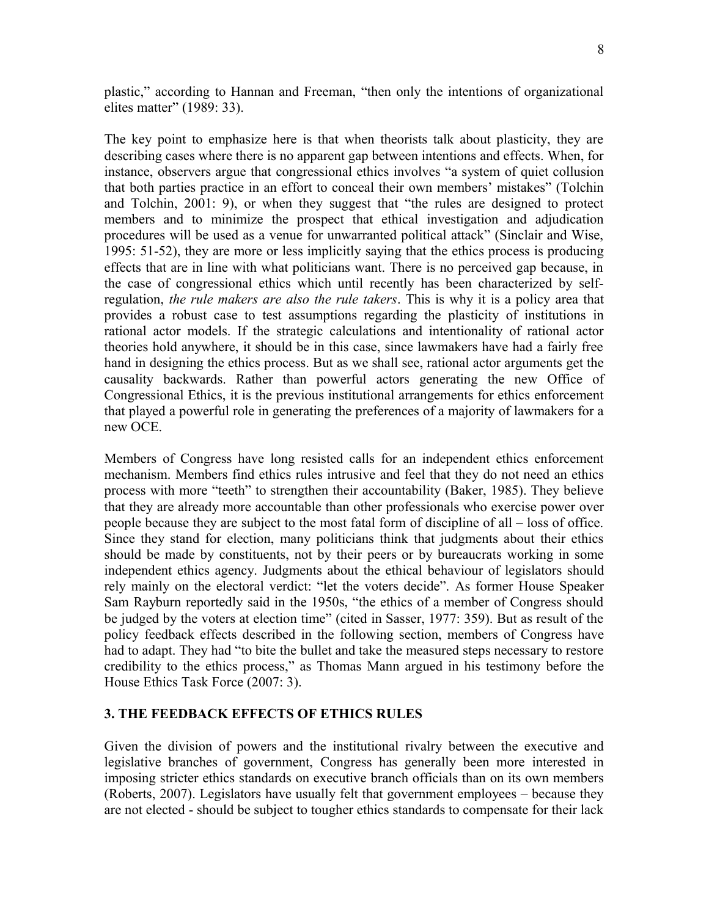plastic," according to Hannan and Freeman, "then only the intentions of organizational elites matter" (1989: 33).

The key point to emphasize here is that when theorists talk about plasticity, they are describing cases where there is no apparent gap between intentions and effects. When, for instance, observers argue that congressional ethics involves "a system of quiet collusion that both parties practice in an effort to conceal their own members' mistakes" (Tolchin and Tolchin, 2001: 9), or when they suggest that "the rules are designed to protect members and to minimize the prospect that ethical investigation and adjudication procedures will be used as a venue for unwarranted political attack" (Sinclair and Wise, 1995: 51-52), they are more or less implicitly saying that the ethics process is producing effects that are in line with what politicians want. There is no perceived gap because, in the case of congressional ethics which until recently has been characterized by self-regulation, *the rule makers are also the rule takers*. This is why it is a policy area that provides a robust case to test assumptions regarding the plasticity of institutions in rational actor models. If the strategic calculations and intentionality of rational actor theories hold anywhere, it should be in this case, since lawmakers have had a fairly free hand in designing the ethics process. But as we shall see, rational actor arguments get the causality backwards. Rather than powerful actors generating the new Office of Congressional Ethics, it is the previous institutional arrangements for ethics enforcement that played a powerful role in generating the preferences of a majority of lawmakers for a new OCE.

Members of Congress have long resisted calls for an independent ethics enforcement mechanism. Members find ethics rules intrusive and feel that they do not need an ethics process with more "teeth" to strengthen their accountability (Baker, 1985). They believe that they are already more accountable than other professionals who exercise power over people because they are subject to the most fatal form of discipline of all – loss of office. Since they stand for election, many politicians think that judgments about their ethics should be made by constituents, not by their peers or by bureaucrats working in some independent ethics agency. Judgments about the ethical behaviour of legislators should rely mainly on the electoral verdict: "let the voters decide". As former House Speaker Sam Rayburn reportedly said in the 1950s, "the ethics of a member of Congress should be judged by the voters at election time" (cited in Sasser, 1977: 359). But as result of the policy feedback effects described in the following section, members of Congress have had to adapt. They had "to bite the bullet and take the measured steps necessary to restore credibility to the ethics process," as Thomas Mann argued in his testimony before the House Ethics Task Force (2007: 3).

## 3. THE FEEDBACK EFFECTS OF ETHICS RULES

Given the division of powers and the institutional rivalry between the executive and legislative branches of government, Congress has generally been more interested in imposing stricter ethics standards on executive branch officials than on its own members (Roberts, 2007). Legislators have usually felt that government employees – because they are not elected - should be subject to tougher ethics standards to compensate for their lack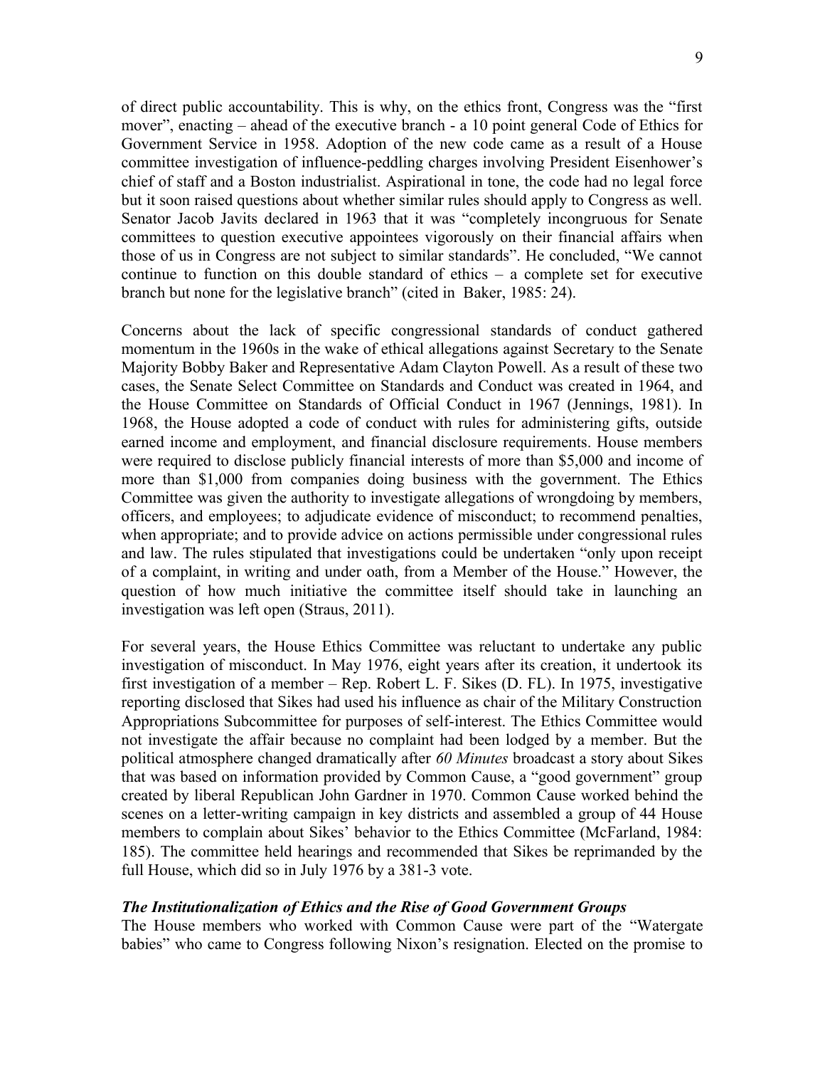of direct public accountability. This is why, on the ethics front, Congress was the "first mover", enacting – ahead of the executive branch - a 10 point general Code of Ethics for Government Service in 1958. Adoption of the new code came as a result of a House committee investigation of influence-peddling charges involving President Eisenhower's chief of staff and a Boston industrialist. Aspirational in tone, the code had no legal force but it soon raised questions about whether similar rules should apply to Congress as well. Senator Jacob Javits declared in 1963 that it was "completely incongruous for Senate committees to question executive appointees vigorously on their financial affairs when those of us in Congress are not subject to similar standards". He concluded, "We cannot continue to function on this double standard of ethics – a complete set for executive branch but none for the legislative branch" (cited in Baker, 1985: 24).

Concerns about the lack of specific congressional standards of conduct gathered momentum in the 1960s in the wake of ethical allegations against Secretary to the Senate Majority Bobby Baker and Representative Adam Clayton Powell. As a result of these two cases, the Senate Select Committee on Standards and Conduct was created in 1964, and the House Committee on Standards of Official Conduct in 1967 (Jennings, 1981). In 1968, the House adopted a code of conduct with rules for administering gifts, outside earned income and employment, and financial disclosure requirements. House members were required to disclose publicly financial interests of more than $5,000 and income of more than $1,000 from companies doing business with the government. The Ethics Committee was given the authority to investigate allegations of wrongdoing by members, officers, and employees; to adjudicate evidence of misconduct; to recommend penalties, when appropriate; and to provide advice on actions permissible under congressional rules and law. The rules stipulated that investigations could be undertaken "only upon receipt of a complaint, in writing and under oath, from a Member of the House." However, the question of how much initiative the committee itself should take in launching an investigation was left open (Straus, 2011).

For several years, the House Ethics Committee was reluctant to undertake any public investigation of misconduct. In May 1976, eight years after its creation, it undertook its first investigation of a member – Rep. Robert L. F. Sikes (D. FL). In 1975, investigative reporting disclosed that Sikes had used his influence as chair of the Military Construction Appropriations Subcommittee for purposes of self-interest. The Ethics Committee would not investigate the affair because no complaint had been lodged by a member. But the political atmosphere changed dramatically after *60 Minutes* broadcast a story about Sikes that was based on information provided by Common Cause, a "good government" group created by liberal Republican John Gardner in 1970. Common Cause worked behind the scenes on a letter-writing campaign in key districts and assembled a group of 44 House members to complain about Sikes' behavior to the Ethics Committee (McFarland, 1984: 185). The committee held hearings and recommended that Sikes be reprimanded by the full House, which did so in July 1976 by a 381-3 vote.

### *The Institutionalization of Ethics and the Rise of Good Government Groups*

The House members who worked with Common Cause were part of the "Watergate babies" who came to Congress following Nixon's resignation. Elected on the promise to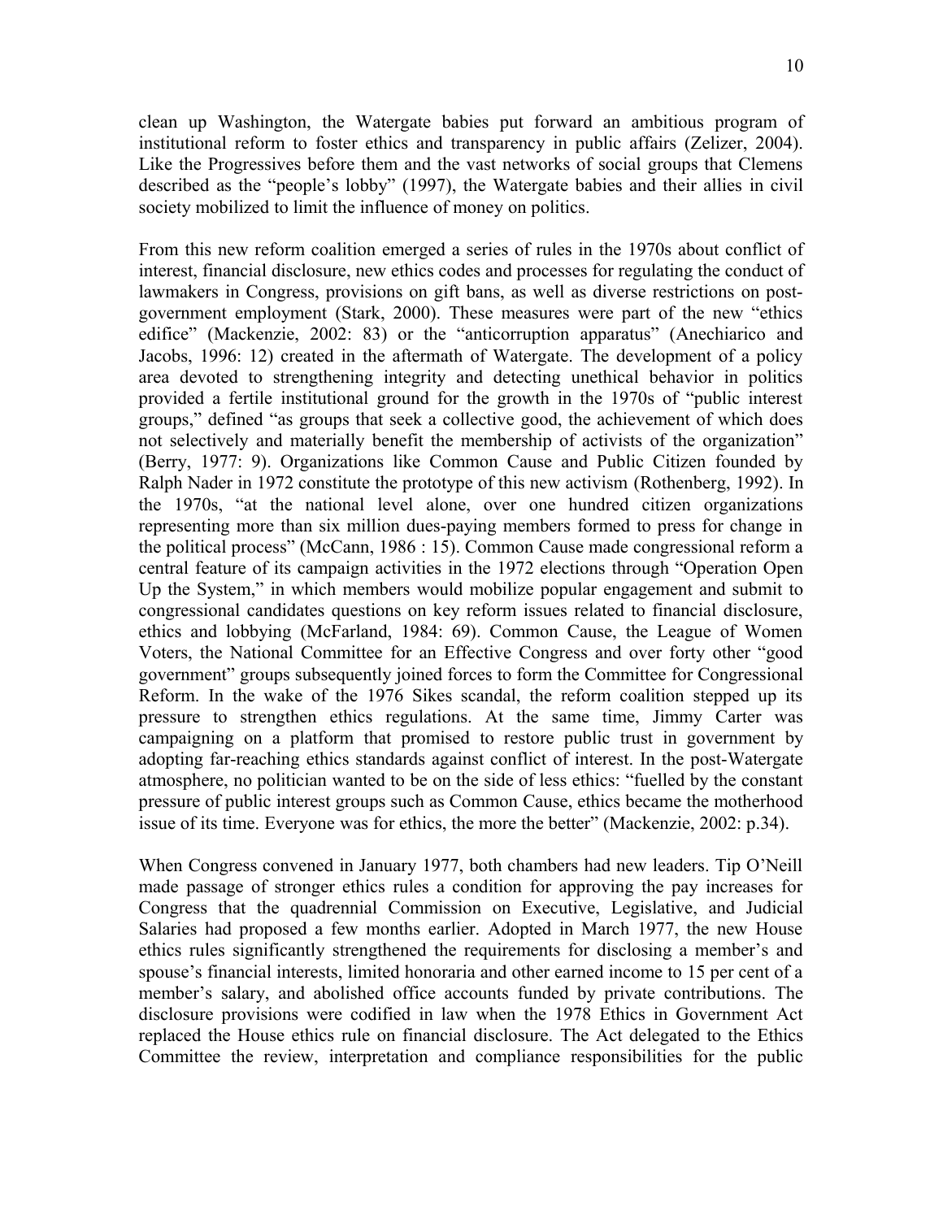clean up Washington, the Watergate babies put forward an ambitious program of institutional reform to foster ethics and transparency in public affairs (Zelizer, 2004). Like the Progressives before them and the vast networks of social groups that Clemens described as the "people's lobby" (1997), the Watergate babies and their allies in civil society mobilized to limit the influence of money on politics.

From this new reform coalition emerged a series of rules in the 1970s about conflict of interest, financial disclosure, new ethics codes and processes for regulating the conduct of lawmakers in Congress, provisions on gift bans, as well as diverse restrictions on post-government employment (Stark, 2000). These measures were part of the new "ethics edifice" (Mackenzie, 2002: 83) or the "anticorruption apparatus" (Anechiarico and Jacobs, 1996: 12) created in the aftermath of Watergate. The development of a policy area devoted to strengthening integrity and detecting unethical behavior in politics provided a fertile institutional ground for the growth in the 1970s of "public interest groups," defined "as groups that seek a collective good, the achievement of which does not selectively and materially benefit the membership of activists of the organization" (Berry, 1977: 9). Organizations like Common Cause and Public Citizen founded by Ralph Nader in 1972 constitute the prototype of this new activism (Rothenberg, 1992). In the 1970s, "at the national level alone, over one hundred citizen organizations representing more than six million dues-paying members formed to press for change in the political process" (McCann, 1986 : 15). Common Cause made congressional reform a central feature of its campaign activities in the 1972 elections through "Operation Open Up the System," in which members would mobilize popular engagement and submit to congressional candidates questions on key reform issues related to financial disclosure, ethics and lobbying (McFarland, 1984: 69). Common Cause, the League of Women Voters, the National Committee for an Effective Congress and over forty other "good government" groups subsequently joined forces to form the Committee for Congressional Reform. In the wake of the 1976 Sikes scandal, the reform coalition stepped up its pressure to strengthen ethics regulations. At the same time, Jimmy Carter was campaigning on a platform that promised to restore public trust in government by adopting far-reaching ethics standards against conflict of interest. In the post-Watergate atmosphere, no politician wanted to be on the side of less ethics: "fuelled by the constant pressure of public interest groups such as Common Cause, ethics became the motherhood issue of its time. Everyone was for ethics, the more the better" (Mackenzie, 2002: p.34).

When Congress convened in January 1977, both chambers had new leaders. Tip O'Neill made passage of stronger ethics rules a condition for approving the pay increases for Congress that the quadrennial Commission on Executive, Legislative, and Judicial Salaries had proposed a few months earlier. Adopted in March 1977, the new House ethics rules significantly strengthened the requirements for disclosing a member's and spouse's financial interests, limited honoraria and other earned income to 15 per cent of a member's salary, and abolished office accounts funded by private contributions. The disclosure provisions were codified in law when the 1978 Ethics in Government Act replaced the House ethics rule on financial disclosure. The Act delegated to the Ethics Committee the review, interpretation and compliance responsibilities for the public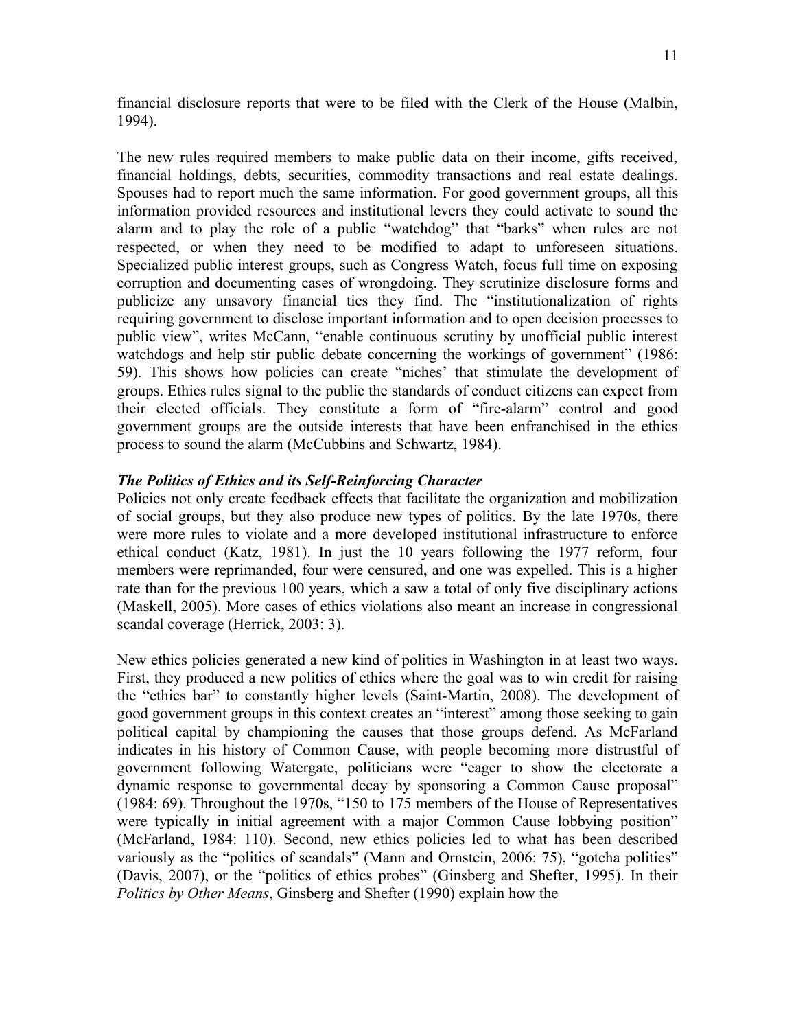financial disclosure reports that were to be filed with the Clerk of the House (Malbin, 1994).

The new rules required members to make public data on their income, gifts received, financial holdings, debts, securities, commodity transactions and real estate dealings. Spouses had to report much the same information. For good government groups, all this information provided resources and institutional levers they could activate to sound the alarm and to play the role of a public "watchdog" that "barks" when rules are not respected, or when they need to be modified to adapt to unforeseen situations. Specialized public interest groups, such as Congress Watch, focus full time on exposing corruption and documenting cases of wrongdoing. They scrutinize disclosure forms and publicize any unsavory financial ties they find. The "institutionalization of rights requiring government to disclose important information and to open decision processes to public view", writes McCann, "enable continuous scrutiny by unofficial public interest watchdogs and help stir public debate concerning the workings of government" (1986: 59). This shows how policies can create "niches' that stimulate the development of groups. Ethics rules signal to the public the standards of conduct citizens can expect from their elected officials. They constitute a form of "fire-alarm" control and good government groups are the outside interests that have been enfranchised in the ethics process to sound the alarm (McCubbins and Schwartz, 1984).

***The Politics of Ethics and its Self-Reinforcing Character***

Policies not only create feedback effects that facilitate the organization and mobilization of social groups, but they also produce new types of politics. By the late 1970s, there were more rules to violate and a more developed institutional infrastructure to enforce ethical conduct (Katz, 1981). In just the 10 years following the 1977 reform, four members were reprimanded, four were censured, and one was expelled. This is a higher rate than for the previous 100 years, which a saw a total of only five disciplinary actions (Maskell, 2005). More cases of ethics violations also meant an increase in congressional scandal coverage (Herrick, 2003: 3).

New ethics policies generated a new kind of politics in Washington in at least two ways. First, they produced a new politics of ethics where the goal was to win credit for raising the "ethics bar" to constantly higher levels (Saint-Martin, 2008). The development of good government groups in this context creates an "interest" among those seeking to gain political capital by championing the causes that those groups defend. As McFarland indicates in his history of Common Cause, with people becoming more distrustful of government following Watergate, politicians were "eager to show the electorate a dynamic response to governmental decay by sponsoring a Common Cause proposal" (1984: 69). Throughout the 1970s, "150 to 175 members of the House of Representatives were typically in initial agreement with a major Common Cause lobbying position" (McFarland, 1984: 110). Second, new ethics policies led to what has been described variously as the "politics of scandals" (Mann and Ornstein, 2006: 75), "gotcha politics" (Davis, 2007), or the "politics of ethics probes" (Ginsberg and Shefter, 1995). In their *Politics by Other Means*, Ginsberg and Shefter (1990) explain how the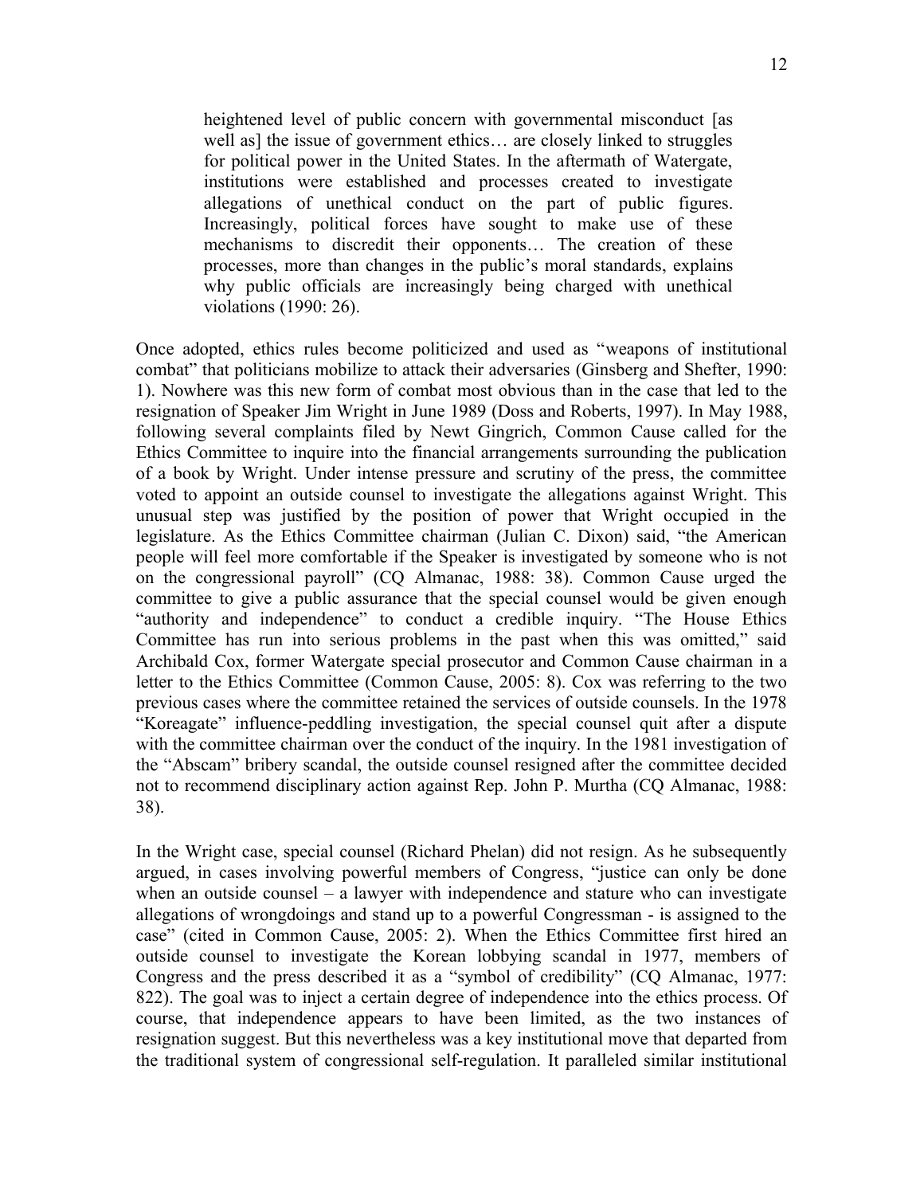> heightened level of public concern with governmental misconduct [as well as] the issue of government ethics… are closely linked to struggles for political power in the United States. In the aftermath of Watergate, institutions were established and processes created to investigate allegations of unethical conduct on the part of public figures. Increasingly, political forces have sought to make use of these mechanisms to discredit their opponents… The creation of these processes, more than changes in the public's moral standards, explains why public officials are increasingly being charged with unethical violations (1990: 26).

Once adopted, ethics rules become politicized and used as "weapons of institutional combat" that politicians mobilize to attack their adversaries (Ginsberg and Shefter, 1990: 1). Nowhere was this new form of combat most obvious than in the case that led to the resignation of Speaker Jim Wright in June 1989 (Doss and Roberts, 1997). In May 1988, following several complaints filed by Newt Gingrich, Common Cause called for the Ethics Committee to inquire into the financial arrangements surrounding the publication of a book by Wright. Under intense pressure and scrutiny of the press, the committee voted to appoint an outside counsel to investigate the allegations against Wright. This unusual step was justified by the position of power that Wright occupied in the legislature. As the Ethics Committee chairman (Julian C. Dixon) said, "the American people will feel more comfortable if the Speaker is investigated by someone who is not on the congressional payroll" (CQ Almanac, 1988: 38). Common Cause urged the committee to give a public assurance that the special counsel would be given enough "authority and independence" to conduct a credible inquiry. "The House Ethics Committee has run into serious problems in the past when this was omitted," said Archibald Cox, former Watergate special prosecutor and Common Cause chairman in a letter to the Ethics Committee (Common Cause, 2005: 8). Cox was referring to the two previous cases where the committee retained the services of outside counsels. In the 1978 "Koreagate" influence-peddling investigation, the special counsel quit after a dispute with the committee chairman over the conduct of the inquiry. In the 1981 investigation of the "Abscam" bribery scandal, the outside counsel resigned after the committee decided not to recommend disciplinary action against Rep. John P. Murtha (CQ Almanac, 1988: 38).

In the Wright case, special counsel (Richard Phelan) did not resign. As he subsequently argued, in cases involving powerful members of Congress, "justice can only be done when an outside counsel – a lawyer with independence and stature who can investigate allegations of wrongdoings and stand up to a powerful Congressman - is assigned to the case" (cited in Common Cause, 2005: 2). When the Ethics Committee first hired an outside counsel to investigate the Korean lobbying scandal in 1977, members of Congress and the press described it as a "symbol of credibility" (CQ Almanac, 1977: 822). The goal was to inject a certain degree of independence into the ethics process. Of course, that independence appears to have been limited, as the two instances of resignation suggest. But this nevertheless was a key institutional move that departed from the traditional system of congressional self-regulation. It paralleled similar institutional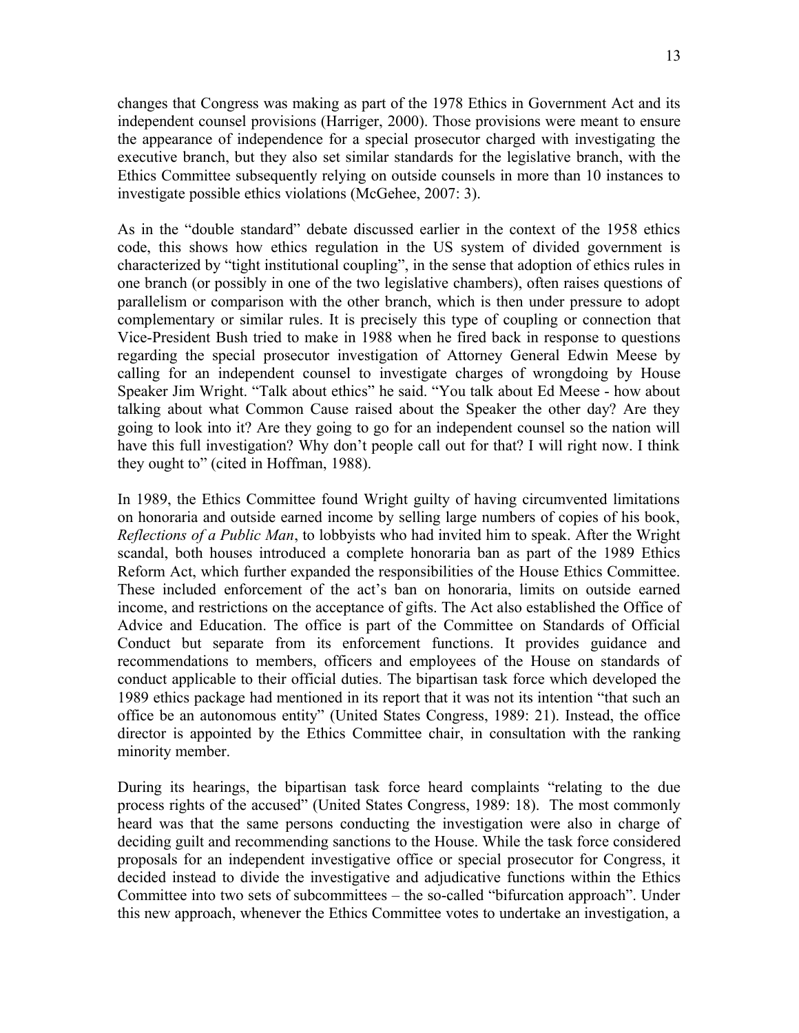changes that Congress was making as part of the 1978 Ethics in Government Act and its independent counsel provisions (Harriger, 2000). Those provisions were meant to ensure the appearance of independence for a special prosecutor charged with investigating the executive branch, but they also set similar standards for the legislative branch, with the Ethics Committee subsequently relying on outside counsels in more than 10 instances to investigate possible ethics violations (McGehee, 2007: 3).

As in the "double standard" debate discussed earlier in the context of the 1958 ethics code, this shows how ethics regulation in the US system of divided government is characterized by "tight institutional coupling", in the sense that adoption of ethics rules in one branch (or possibly in one of the two legislative chambers), often raises questions of parallelism or comparison with the other branch, which is then under pressure to adopt complementary or similar rules. It is precisely this type of coupling or connection that Vice-President Bush tried to make in 1988 when he fired back in response to questions regarding the special prosecutor investigation of Attorney General Edwin Meese by calling for an independent counsel to investigate charges of wrongdoing by House Speaker Jim Wright. "Talk about ethics" he said. "You talk about Ed Meese - how about talking about what Common Cause raised about the Speaker the other day? Are they going to look into it? Are they going to go for an independent counsel so the nation will have this full investigation? Why don't people call out for that? I will right now. I think they ought to" (cited in Hoffman, 1988).

In 1989, the Ethics Committee found Wright guilty of having circumvented limitations on honoraria and outside earned income by selling large numbers of copies of his book, *Reflections of a Public Man*, to lobbyists who had invited him to speak. After the Wright scandal, both houses introduced a complete honoraria ban as part of the 1989 Ethics Reform Act, which further expanded the responsibilities of the House Ethics Committee. These included enforcement of the act's ban on honoraria, limits on outside earned income, and restrictions on the acceptance of gifts. The Act also established the Office of Advice and Education. The office is part of the Committee on Standards of Official Conduct but separate from its enforcement functions. It provides guidance and recommendations to members, officers and employees of the House on standards of conduct applicable to their official duties. The bipartisan task force which developed the 1989 ethics package had mentioned in its report that it was not its intention "that such an office be an autonomous entity" (United States Congress, 1989: 21). Instead, the office director is appointed by the Ethics Committee chair, in consultation with the ranking minority member.

During its hearings, the bipartisan task force heard complaints "relating to the due process rights of the accused" (United States Congress, 1989: 18). The most commonly heard was that the same persons conducting the investigation were also in charge of deciding guilt and recommending sanctions to the House. While the task force considered proposals for an independent investigative office or special prosecutor for Congress, it decided instead to divide the investigative and adjudicative functions within the Ethics Committee into two sets of subcommittees – the so-called "bifurcation approach". Under this new approach, whenever the Ethics Committee votes to undertake an investigation, a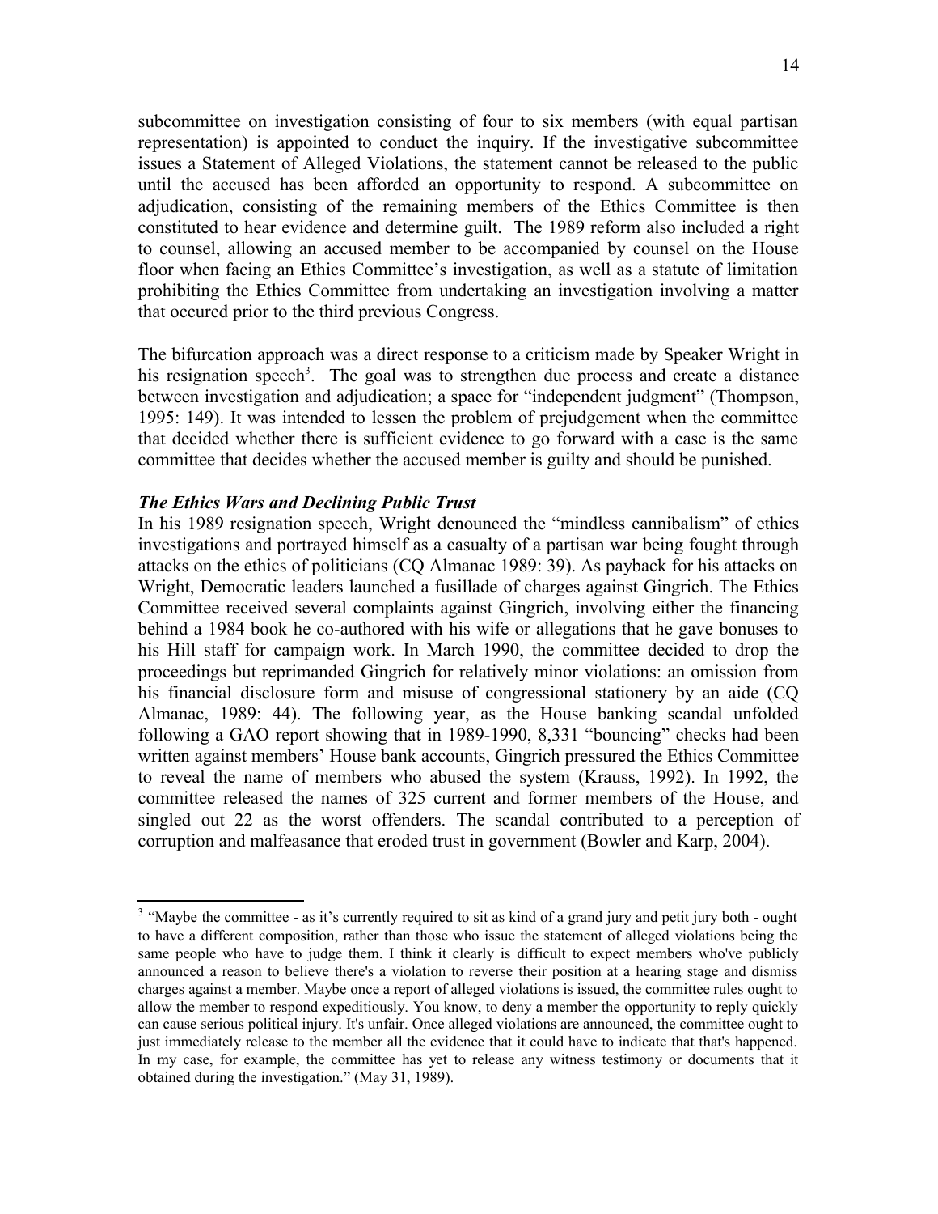subcommittee on investigation consisting of four to six members (with equal partisan representation) is appointed to conduct the inquiry. If the investigative subcommittee issues a Statement of Alleged Violations, the statement cannot be released to the public until the accused has been afforded an opportunity to respond. A subcommittee on adjudication, consisting of the remaining members of the Ethics Committee is then constituted to hear evidence and determine guilt. The 1989 reform also included a right to counsel, allowing an accused member to be accompanied by counsel on the House floor when facing an Ethics Committee's investigation, as well as a statute of limitation prohibiting the Ethics Committee from undertaking an investigation involving a matter that occured prior to the third previous Congress.

The bifurcation approach was a direct response to a criticism made by Speaker Wright in his resignation speech[3]. The goal was to strengthen due process and create a distance between investigation and adjudication; a space for "independent judgment" (Thompson, 1995: 149). It was intended to lessen the problem of prejudgement when the committee that decided whether there is sufficient evidence to go forward with a case is the same committee that decides whether the accused member is guilty and should be punished.

### *The Ethics Wars and Declining Public Trust*

In his 1989 resignation speech, Wright denounced the "mindless cannibalism" of ethics investigations and portrayed himself as a casualty of a partisan war being fought through attacks on the ethics of politicians (CQ Almanac 1989: 39). As payback for his attacks on Wright, Democratic leaders launched a fusillade of charges against Gingrich. The Ethics Committee received several complaints against Gingrich, involving either the financing behind a 1984 book he co-authored with his wife or allegations that he gave bonuses to his Hill staff for campaign work. In March 1990, the committee decided to drop the proceedings but reprimanded Gingrich for relatively minor violations: an omission from his financial disclosure form and misuse of congressional stationery by an aide (CQ Almanac, 1989: 44). The following year, as the House banking scandal unfolded following a GAO report showing that in 1989-1990, 8,331 "bouncing" checks had been written against members' House bank accounts, Gingrich pressured the Ethics Committee to reveal the name of members who abused the system (Krauss, 1992). In 1992, the committee released the names of 325 current and former members of the House, and singled out 22 as the worst offenders. The scandal contributed to a perception of corruption and malfeasance that eroded trust in government (Bowler and Karp, 2004).

---

[3] "Maybe the committee - as it's currently required to sit as kind of a grand jury and petit jury both - ought to have a different composition, rather than those who issue the statement of alleged violations being the same people who have to judge them. I think it clearly is difficult to expect members who've publicly announced a reason to believe there's a violation to reverse their position at a hearing stage and dismiss charges against a member. Maybe once a report of alleged violations is issued, the committee rules ought to allow the member to respond expeditiously. You know, to deny a member the opportunity to reply quickly can cause serious political injury. It's unfair. Once alleged violations are announced, the committee ought to just immediately release to the member all the evidence that it could have to indicate that that's happened. In my case, for example, the committee has yet to release any witness testimony or documents that it obtained during the investigation." (May 31, 1989).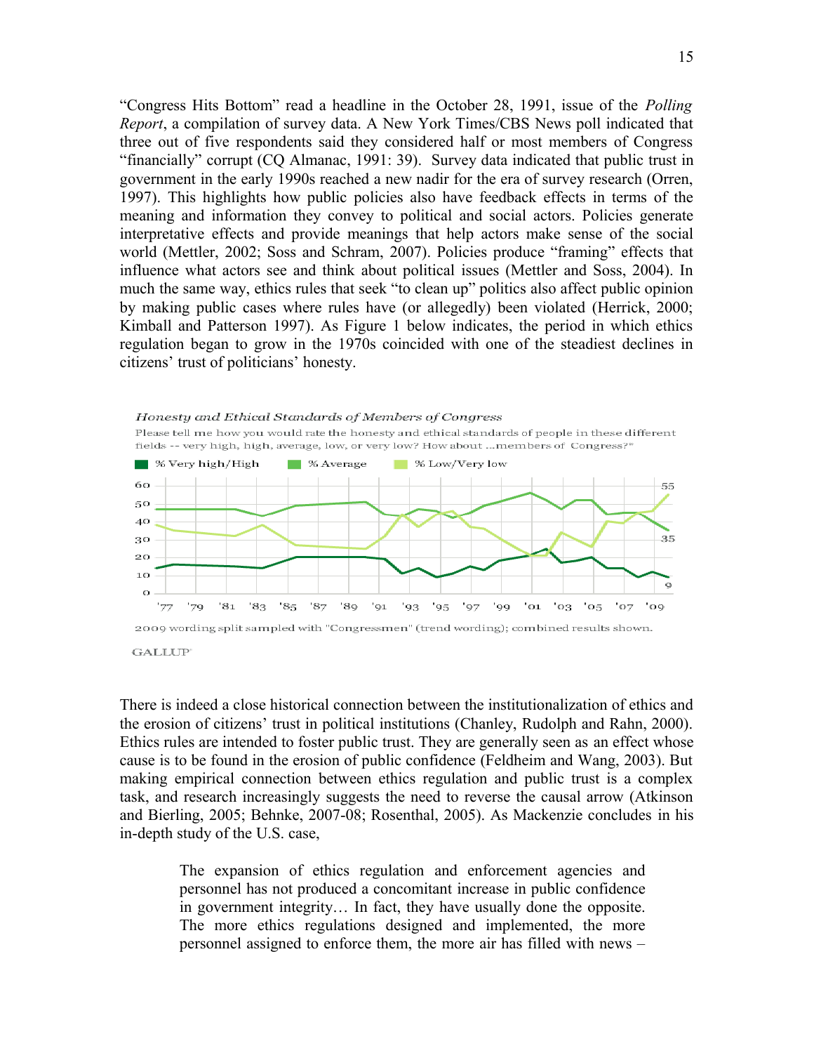“Congress Hits Bottom” read a headline in the October 28, 1991, issue of the *Polling Report*, a compilation of survey data. A New York Times/CBS News poll indicated that three out of five respondents said they considered half or most members of Congress “financially” corrupt (CQ Almanac, 1991: 39). Survey data indicated that public trust in government in the early 1990s reached a new nadir for the era of survey research (Orren, 1997). This highlights how public policies also have feedback effects in terms of the meaning and information they convey to political and social actors. Policies generate interpretative effects and provide meanings that help actors make sense of the social world (Mettler, 2002; Soss and Schram, 2007). Policies produce “framing” effects that influence what actors see and think about political issues (Mettler and Soss, 2004). In much the same way, ethics rules that seek “to clean up” politics also affect public opinion by making public cases where rules have (or allegedly) been violated (Herrick, 2000; Kimball and Patterson 1997). As Figure 1 below indicates, the period in which ethics regulation began to grow in the 1970s coincided with one of the steadiest declines in citizens’ trust of politicians’ honesty.

*Honesty and Ethical Standards of Members of Congress*

Please tell me how you would rate the honesty and ethical standards of people in these different fields -- very high, high, average, low, or very low? How about ...members of Congress?*

% Very high/High | % Average | % Low/Very low

2009 wording split sampled with "Congressmen" (trend wording); combined results shown.

GALLUP

There is indeed a close historical connection between the institutionalization of ethics and the erosion of citizens’ trust in political institutions (Chanley, Rudolph and Rahn, 2000). Ethics rules are intended to foster public trust. They are generally seen as an effect whose cause is to be found in the erosion of public confidence (Feldheim and Wang, 2003). But making empirical connection between ethics regulation and public trust is a complex task, and research increasingly suggests the need to reverse the causal arrow (Atkinson and Bierling, 2005; Behnke, 2007-08; Rosenthal, 2005). As Mackenzie concludes in his in-depth study of the U.S. case,

> The expansion of ethics regulation and enforcement agencies and personnel has not produced a concomitant increase in public confidence in government integrity… In fact, they have usually done the opposite. The more ethics regulations designed and implemented, the more personnel assigned to enforce them, the more air has filled with news –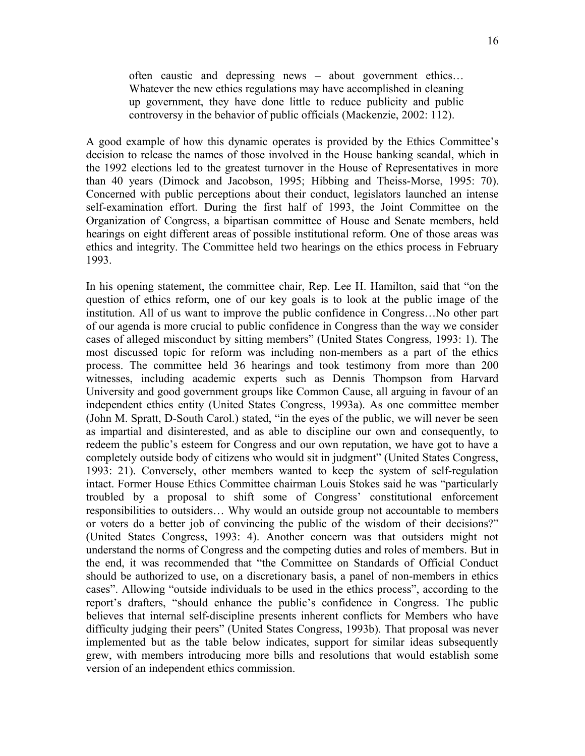> often caustic and depressing news – about government ethics… Whatever the new ethics regulations may have accomplished in cleaning up government, they have done little to reduce publicity and public controversy in the behavior of public officials (Mackenzie, 2002: 112).

A good example of how this dynamic operates is provided by the Ethics Committee's decision to release the names of those involved in the House banking scandal, which in the 1992 elections led to the greatest turnover in the House of Representatives in more than 40 years (Dimock and Jacobson, 1995; Hibbing and Theiss-Morse, 1995: 70). Concerned with public perceptions about their conduct, legislators launched an intense self-examination effort. During the first half of 1993, the Joint Committee on the Organization of Congress, a bipartisan committee of House and Senate members, held hearings on eight different areas of possible institutional reform. One of those areas was ethics and integrity. The Committee held two hearings on the ethics process in February 1993.

In his opening statement, the committee chair, Rep. Lee H. Hamilton, said that "on the question of ethics reform, one of our key goals is to look at the public image of the institution. All of us want to improve the public confidence in Congress…No other part of our agenda is more crucial to public confidence in Congress than the way we consider cases of alleged misconduct by sitting members" (United States Congress, 1993: 1). The most discussed topic for reform was including non-members as a part of the ethics process. The committee held 36 hearings and took testimony from more than 200 witnesses, including academic experts such as Dennis Thompson from Harvard University and good government groups like Common Cause, all arguing in favour of an independent ethics entity (United States Congress, 1993a). As one committee member (John M. Spratt, D-South Carol.) stated, "in the eyes of the public, we will never be seen as impartial and disinterested, and as able to discipline our own and consequently, to redeem the public's esteem for Congress and our own reputation, we have got to have a completely outside body of citizens who would sit in judgment" (United States Congress, 1993: 21). Conversely, other members wanted to keep the system of self-regulation intact. Former House Ethics Committee chairman Louis Stokes said he was "particularly troubled by a proposal to shift some of Congress' constitutional enforcement responsibilities to outsiders… Why would an outside group not accountable to members or voters do a better job of convincing the public of the wisdom of their decisions?" (United States Congress, 1993: 4). Another concern was that outsiders might not understand the norms of Congress and the competing duties and roles of members. But in the end, it was recommended that "the Committee on Standards of Official Conduct should be authorized to use, on a discretionary basis, a panel of non-members in ethics cases". Allowing "outside individuals to be used in the ethics process", according to the report's drafters, "should enhance the public's confidence in Congress. The public believes that internal self-discipline presents inherent conflicts for Members who have difficulty judging their peers" (United States Congress, 1993b). That proposal was never implemented but as the table below indicates, support for similar ideas subsequently grew, with members introducing more bills and resolutions that would establish some version of an independent ethics commission.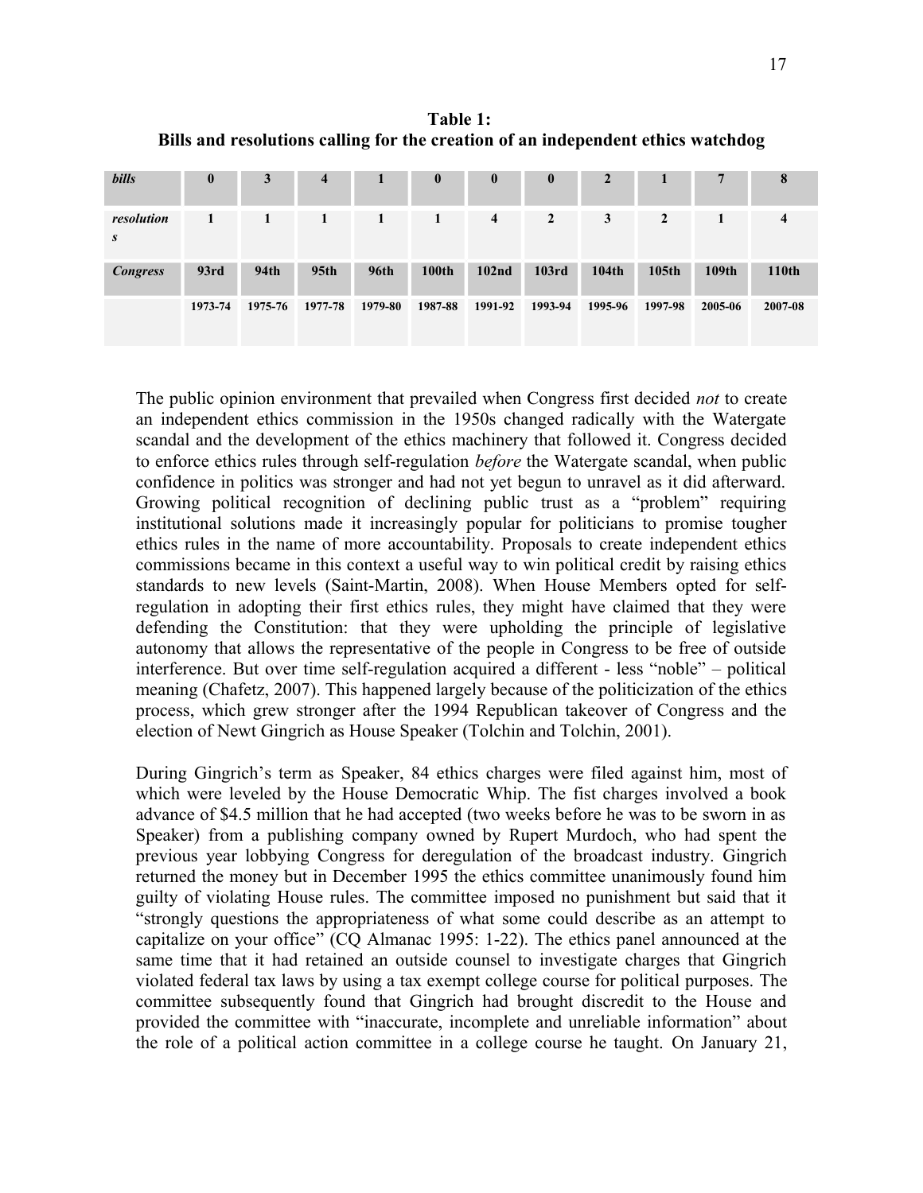**Table 1:**
**Bills and resolutions calling for the creation of an independent ethics watchdog**

| *bills* | 0 | 3 | 4 | 1 | 0 | 0 | 0 | 2 | 1 | 7 | 8 |
|---|---|---|---|---|---|---|---|---|---|---|---|
| *resolutions* | 1 | 1 | 1 | 1 | 1 | 4 | 2 | 3 | 2 | 1 | 4 |
| *Congress* | 93rd | 94th | 95th | 96th | 100th | 102nd | 103rd | 104th | 105th | 109th | 110th |
| | 1973-74 | 1975-76 | 1977-78 | 1979-80 | 1987-88 | 1991-92 | 1993-94 | 1995-96 | 1997-98 | 2005-06 | 2007-08 |

The public opinion environment that prevailed when Congress first decided *not* to create an independent ethics commission in the 1950s changed radically with the Watergate scandal and the development of the ethics machinery that followed it. Congress decided to enforce ethics rules through self-regulation *before* the Watergate scandal, when public confidence in politics was stronger and had not yet begun to unravel as it did afterward. Growing political recognition of declining public trust as a "problem" requiring institutional solutions made it increasingly popular for politicians to promise tougher ethics rules in the name of more accountability. Proposals to create independent ethics commissions became in this context a useful way to win political credit by raising ethics standards to new levels (Saint-Martin, 2008). When House Members opted for self-regulation in adopting their first ethics rules, they might have claimed that they were defending the Constitution: that they were upholding the principle of legislative autonomy that allows the representative of the people in Congress to be free of outside interference. But over time self-regulation acquired a different - less "noble" – political meaning (Chafetz, 2007). This happened largely because of the politicization of the ethics process, which grew stronger after the 1994 Republican takeover of Congress and the election of Newt Gingrich as House Speaker (Tolchin and Tolchin, 2001).

During Gingrich's term as Speaker, 84 ethics charges were filed against him, most of which were leveled by the House Democratic Whip. The fist charges involved a book advance of $4.5 million that he had accepted (two weeks before he was to be sworn in as Speaker) from a publishing company owned by Rupert Murdoch, who had spent the previous year lobbying Congress for deregulation of the broadcast industry. Gingrich returned the money but in December 1995 the ethics committee unanimously found him guilty of violating House rules. The committee imposed no punishment but said that it "strongly questions the appropriateness of what some could describe as an attempt to capitalize on your office" (CQ Almanac 1995: 1-22). The ethics panel announced at the same time that it had retained an outside counsel to investigate charges that Gingrich violated federal tax laws by using a tax exempt college course for political purposes. The committee subsequently found that Gingrich had brought discredit to the House and provided the committee with "inaccurate, incomplete and unreliable information" about the role of a political action committee in a college course he taught. On January 21,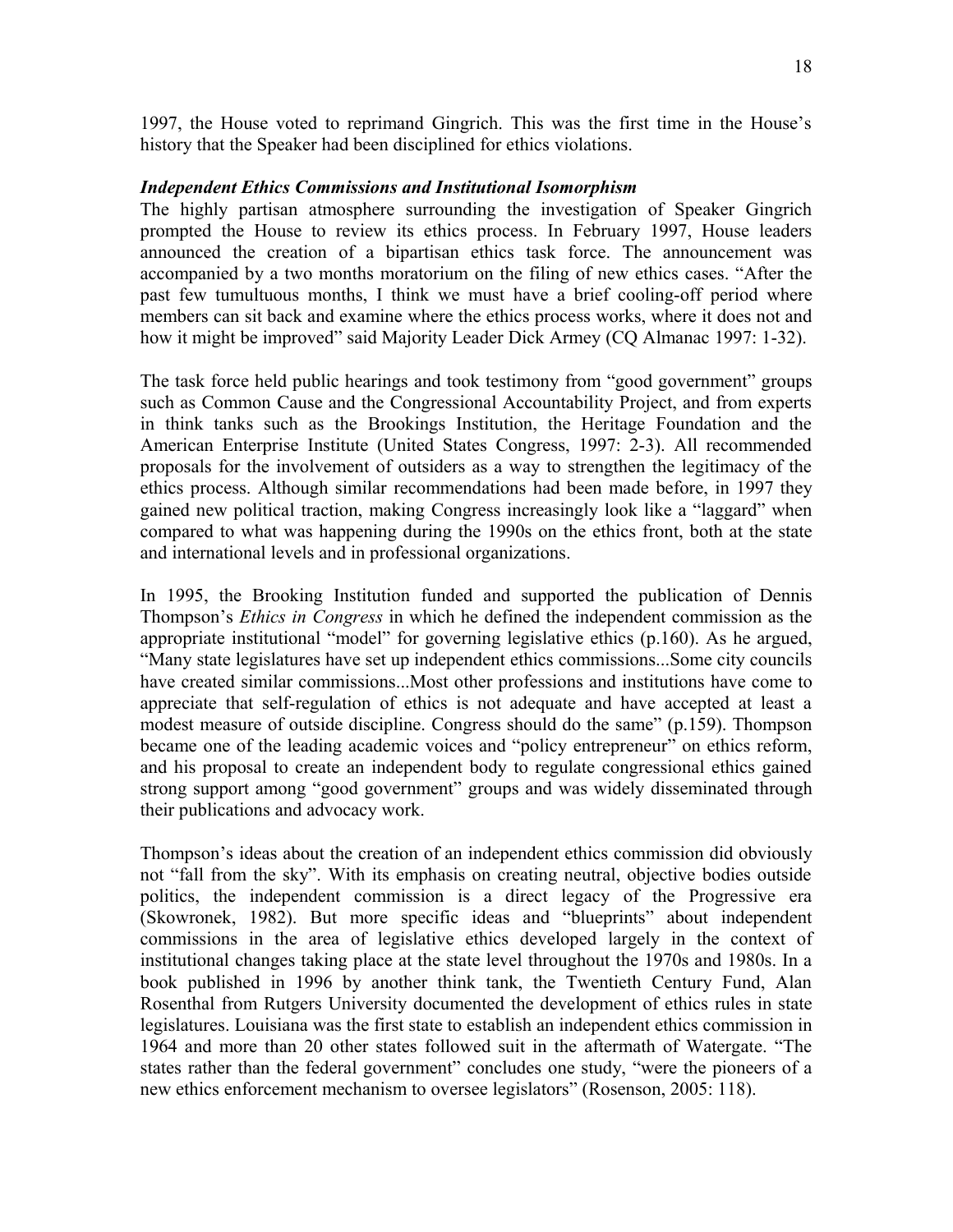1997, the House voted to reprimand Gingrich. This was the first time in the House's history that the Speaker had been disciplined for ethics violations.

***Independent Ethics Commissions and Institutional Isomorphism***

The highly partisan atmosphere surrounding the investigation of Speaker Gingrich prompted the House to review its ethics process. In February 1997, House leaders announced the creation of a bipartisan ethics task force. The announcement was accompanied by a two months moratorium on the filing of new ethics cases. "After the past few tumultuous months, I think we must have a brief cooling-off period where members can sit back and examine where the ethics process works, where it does not and how it might be improved" said Majority Leader Dick Armey (CQ Almanac 1997: 1-32).

The task force held public hearings and took testimony from "good government" groups such as Common Cause and the Congressional Accountability Project, and from experts in think tanks such as the Brookings Institution, the Heritage Foundation and the American Enterprise Institute (United States Congress, 1997: 2-3). All recommended proposals for the involvement of outsiders as a way to strengthen the legitimacy of the ethics process. Although similar recommendations had been made before, in 1997 they gained new political traction, making Congress increasingly look like a "laggard" when compared to what was happening during the 1990s on the ethics front, both at the state and international levels and in professional organizations.

In 1995, the Brooking Institution funded and supported the publication of Dennis Thompson's *Ethics in Congress* in which he defined the independent commission as the appropriate institutional "model" for governing legislative ethics (p.160). As he argued, "Many state legislatures have set up independent ethics commissions...Some city councils have created similar commissions...Most other professions and institutions have come to appreciate that self-regulation of ethics is not adequate and have accepted at least a modest measure of outside discipline. Congress should do the same" (p.159). Thompson became one of the leading academic voices and "policy entrepreneur" on ethics reform, and his proposal to create an independent body to regulate congressional ethics gained strong support among "good government" groups and was widely disseminated through their publications and advocacy work.

Thompson's ideas about the creation of an independent ethics commission did obviously not "fall from the sky". With its emphasis on creating neutral, objective bodies outside politics, the independent commission is a direct legacy of the Progressive era (Skowronek, 1982). But more specific ideas and "blueprints" about independent commissions in the area of legislative ethics developed largely in the context of institutional changes taking place at the state level throughout the 1970s and 1980s. In a book published in 1996 by another think tank, the Twentieth Century Fund, Alan Rosenthal from Rutgers University documented the development of ethics rules in state legislatures. Louisiana was the first state to establish an independent ethics commission in 1964 and more than 20 other states followed suit in the aftermath of Watergate. "The states rather than the federal government" concludes one study, "were the pioneers of a new ethics enforcement mechanism to oversee legislators" (Rosenson, 2005: 118).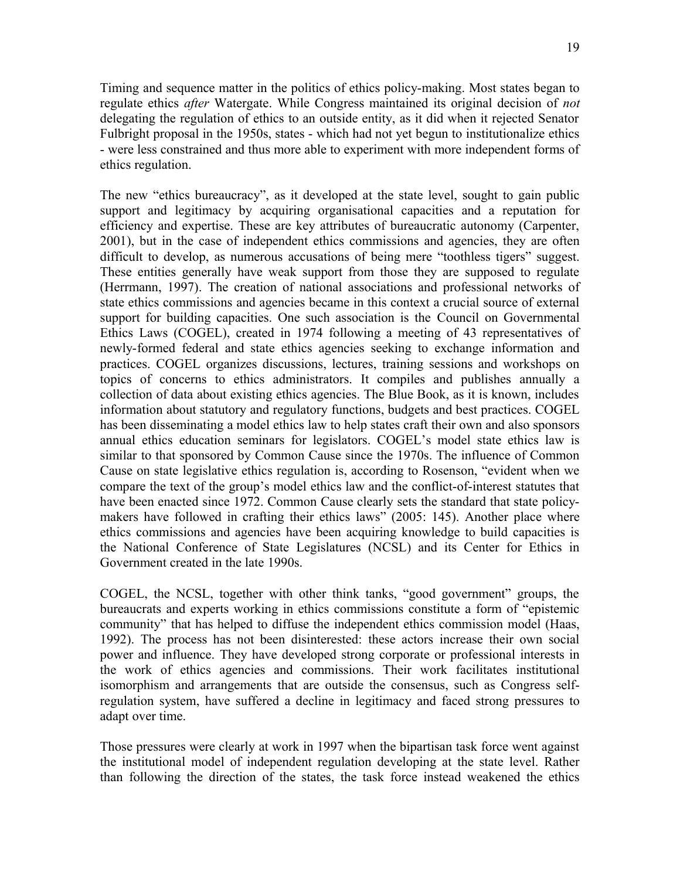Timing and sequence matter in the politics of ethics policy-making. Most states began to regulate ethics *after* Watergate. While Congress maintained its original decision of *not* delegating the regulation of ethics to an outside entity, as it did when it rejected Senator Fulbright proposal in the 1950s, states - which had not yet begun to institutionalize ethics - were less constrained and thus more able to experiment with more independent forms of ethics regulation.

The new "ethics bureaucracy", as it developed at the state level, sought to gain public support and legitimacy by acquiring organisational capacities and a reputation for efficiency and expertise. These are key attributes of bureaucratic autonomy (Carpenter, 2001), but in the case of independent ethics commissions and agencies, they are often difficult to develop, as numerous accusations of being mere "toothless tigers" suggest. These entities generally have weak support from those they are supposed to regulate (Herrmann, 1997). The creation of national associations and professional networks of state ethics commissions and agencies became in this context a crucial source of external support for building capacities. One such association is the Council on Governmental Ethics Laws (COGEL), created in 1974 following a meeting of 43 representatives of newly-formed federal and state ethics agencies seeking to exchange information and practices. COGEL organizes discussions, lectures, training sessions and workshops on topics of concerns to ethics administrators. It compiles and publishes annually a collection of data about existing ethics agencies. The Blue Book, as it is known, includes information about statutory and regulatory functions, budgets and best practices. COGEL has been disseminating a model ethics law to help states craft their own and also sponsors annual ethics education seminars for legislators. COGEL's model state ethics law is similar to that sponsored by Common Cause since the 1970s. The influence of Common Cause on state legislative ethics regulation is, according to Rosenson, "evident when we compare the text of the group's model ethics law and the conflict-of-interest statutes that have been enacted since 1972. Common Cause clearly sets the standard that state policy-makers have followed in crafting their ethics laws" (2005: 145). Another place where ethics commissions and agencies have been acquiring knowledge to build capacities is the National Conference of State Legislatures (NCSL) and its Center for Ethics in Government created in the late 1990s.

COGEL, the NCSL, together with other think tanks, "good government" groups, the bureaucrats and experts working in ethics commissions constitute a form of "epistemic community" that has helped to diffuse the independent ethics commission model (Haas, 1992). The process has not been disinterested: these actors increase their own social power and influence. They have developed strong corporate or professional interests in the work of ethics agencies and commissions. Their work facilitates institutional isomorphism and arrangements that are outside the consensus, such as Congress self-regulation system, have suffered a decline in legitimacy and faced strong pressures to adapt over time.

Those pressures were clearly at work in 1997 when the bipartisan task force went against the institutional model of independent regulation developing at the state level. Rather than following the direction of the states, the task force instead weakened the ethics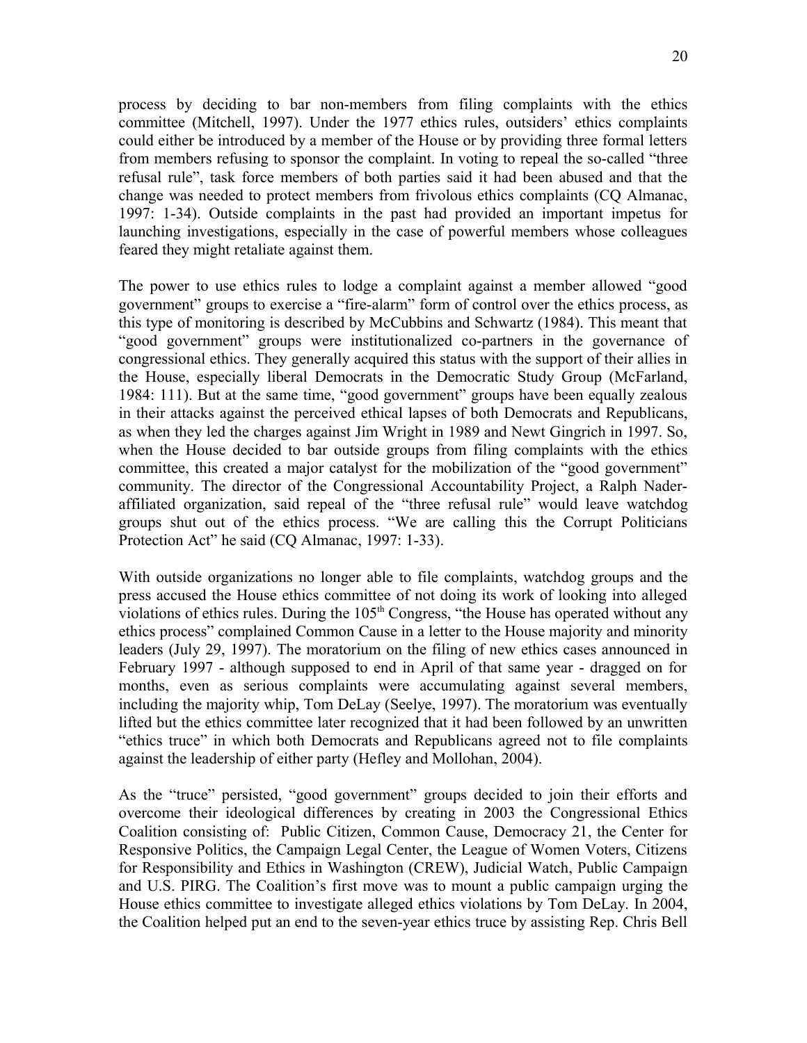process by deciding to bar non-members from filing complaints with the ethics committee (Mitchell, 1997). Under the 1977 ethics rules, outsiders' ethics complaints could either be introduced by a member of the House or by providing three formal letters from members refusing to sponsor the complaint. In voting to repeal the so-called "three refusal rule", task force members of both parties said it had been abused and that the change was needed to protect members from frivolous ethics complaints (CQ Almanac, 1997: 1-34). Outside complaints in the past had provided an important impetus for launching investigations, especially in the case of powerful members whose colleagues feared they might retaliate against them.

The power to use ethics rules to lodge a complaint against a member allowed "good government" groups to exercise a "fire-alarm" form of control over the ethics process, as this type of monitoring is described by McCubbins and Schwartz (1984). This meant that "good government" groups were institutionalized co-partners in the governance of congressional ethics. They generally acquired this status with the support of their allies in the House, especially liberal Democrats in the Democratic Study Group (McFarland, 1984: 111). But at the same time, "good government" groups have been equally zealous in their attacks against the perceived ethical lapses of both Democrats and Republicans, as when they led the charges against Jim Wright in 1989 and Newt Gingrich in 1997. So, when the House decided to bar outside groups from filing complaints with the ethics committee, this created a major catalyst for the mobilization of the "good government" community. The director of the Congressional Accountability Project, a Ralph Nader-affiliated organization, said repeal of the "three refusal rule" would leave watchdog groups shut out of the ethics process. "We are calling this the Corrupt Politicians Protection Act" he said (CQ Almanac, 1997: 1-33).

With outside organizations no longer able to file complaints, watchdog groups and the press accused the House ethics committee of not doing its work of looking into alleged violations of ethics rules. During the 105th Congress, "the House has operated without any ethics process" complained Common Cause in a letter to the House majority and minority leaders (July 29, 1997). The moratorium on the filing of new ethics cases announced in February 1997 - although supposed to end in April of that same year - dragged on for months, even as serious complaints were accumulating against several members, including the majority whip, Tom DeLay (Seelye, 1997). The moratorium was eventually lifted but the ethics committee later recognized that it had been followed by an unwritten "ethics truce" in which both Democrats and Republicans agreed not to file complaints against the leadership of either party (Hefley and Mollohan, 2004).

As the "truce" persisted, "good government" groups decided to join their efforts and overcome their ideological differences by creating in 2003 the Congressional Ethics Coalition consisting of: Public Citizen, Common Cause, Democracy 21, the Center for Responsive Politics, the Campaign Legal Center, the League of Women Voters, Citizens for Responsibility and Ethics in Washington (CREW), Judicial Watch, Public Campaign and U.S. PIRG. The Coalition's first move was to mount a public campaign urging the House ethics committee to investigate alleged ethics violations by Tom DeLay. In 2004, the Coalition helped put an end to the seven-year ethics truce by assisting Rep. Chris Bell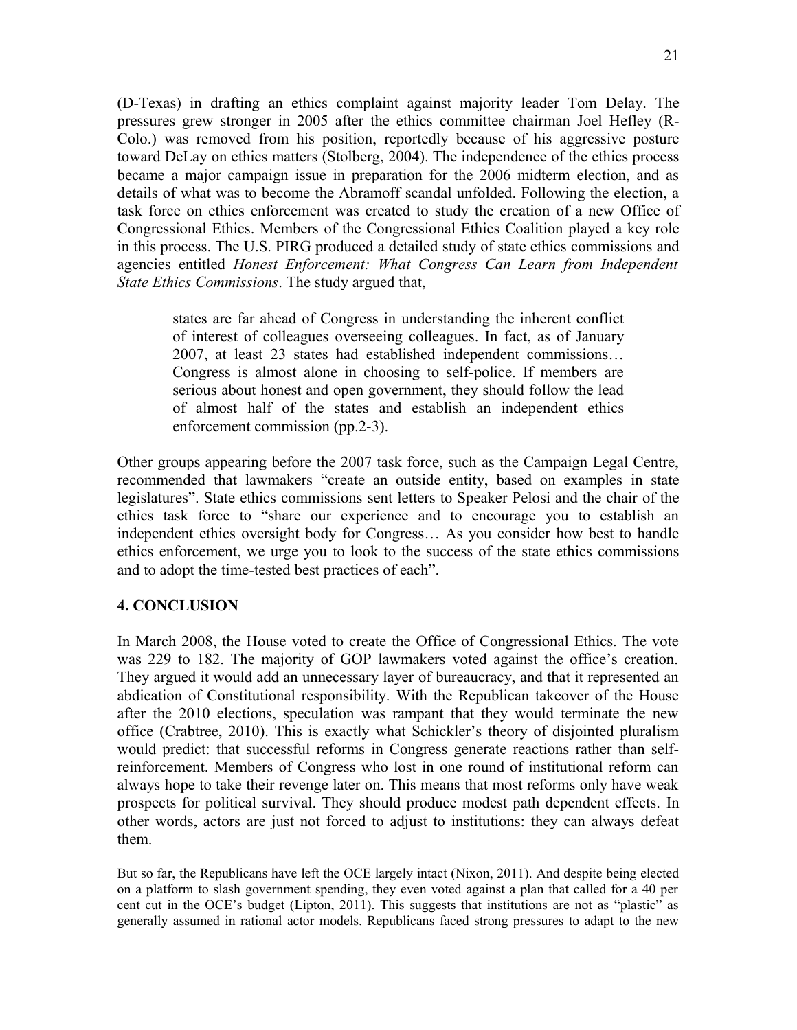(D-Texas) in drafting an ethics complaint against majority leader Tom Delay. The pressures grew stronger in 2005 after the ethics committee chairman Joel Hefley (R-Colo.) was removed from his position, reportedly because of his aggressive posture toward DeLay on ethics matters (Stolberg, 2004). The independence of the ethics process became a major campaign issue in preparation for the 2006 midterm election, and as details of what was to become the Abramoff scandal unfolded. Following the election, a task force on ethics enforcement was created to study the creation of a new Office of Congressional Ethics. Members of the Congressional Ethics Coalition played a key role in this process. The U.S. PIRG produced a detailed study of state ethics commissions and agencies entitled *Honest Enforcement: What Congress Can Learn from Independent State Ethics Commissions*. The study argued that,

> states are far ahead of Congress in understanding the inherent conflict of interest of colleagues overseeing colleagues. In fact, as of January 2007, at least 23 states had established independent commissions… Congress is almost alone in choosing to self-police. If members are serious about honest and open government, they should follow the lead of almost half of the states and establish an independent ethics enforcement commission (pp.2-3).

Other groups appearing before the 2007 task force, such as the Campaign Legal Centre, recommended that lawmakers "create an outside entity, based on examples in state legislatures". State ethics commissions sent letters to Speaker Pelosi and the chair of the ethics task force to "share our experience and to encourage you to establish an independent ethics oversight body for Congress… As you consider how best to handle ethics enforcement, we urge you to look to the success of the state ethics commissions and to adopt the time-tested best practices of each".

## 4. CONCLUSION

In March 2008, the House voted to create the Office of Congressional Ethics. The vote was 229 to 182. The majority of GOP lawmakers voted against the office's creation. They argued it would add an unnecessary layer of bureaucracy, and that it represented an abdication of Constitutional responsibility. With the Republican takeover of the House after the 2010 elections, speculation was rampant that they would terminate the new office (Crabtree, 2010). This is exactly what Schickler's theory of disjointed pluralism would predict: that successful reforms in Congress generate reactions rather than self-reinforcement. Members of Congress who lost in one round of institutional reform can always hope to take their revenge later on. This means that most reforms only have weak prospects for political survival. They should produce modest path dependent effects. In other words, actors are just not forced to adjust to institutions: they can always defeat them.

But so far, the Republicans have left the OCE largely intact (Nixon, 2011). And despite being elected on a platform to slash government spending, they even voted against a plan that called for a 40 per cent cut in the OCE's budget (Lipton, 2011). This suggests that institutions are not as "plastic" as generally assumed in rational actor models. Republicans faced strong pressures to adapt to the new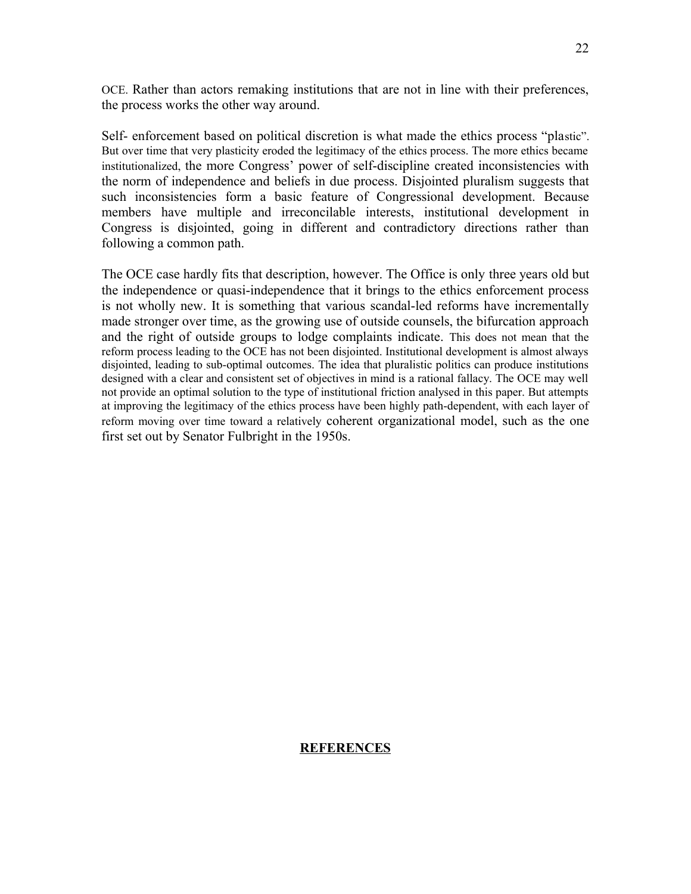OCE. Rather than actors remaking institutions that are not in line with their preferences, the process works the other way around.

Self- enforcement based on political discretion is what made the ethics process "plastic". But over time that very plasticity eroded the legitimacy of the ethics process. The more ethics became institutionalized, the more Congress' power of self-discipline created inconsistencies with the norm of independence and beliefs in due process. Disjointed pluralism suggests that such inconsistencies form a basic feature of Congressional development. Because members have multiple and irreconcilable interests, institutional development in Congress is disjointed, going in different and contradictory directions rather than following a common path.

The OCE case hardly fits that description, however. The Office is only three years old but the independence or quasi-independence that it brings to the ethics enforcement process is not wholly new. It is something that various scandal-led reforms have incrementally made stronger over time, as the growing use of outside counsels, the bifurcation approach and the right of outside groups to lodge complaints indicate. This does not mean that the reform process leading to the OCE has not been disjointed. Institutional development is almost always disjointed, leading to sub-optimal outcomes. The idea that pluralistic politics can produce institutions designed with a clear and consistent set of objectives in mind is a rational fallacy. The OCE may well not provide an optimal solution to the type of institutional friction analysed in this paper. But attempts at improving the legitimacy of the ethics process have been highly path-dependent, with each layer of reform moving over time toward a relatively coherent organizational model, such as the one first set out by Senator Fulbright in the 1950s.

## REFERENCES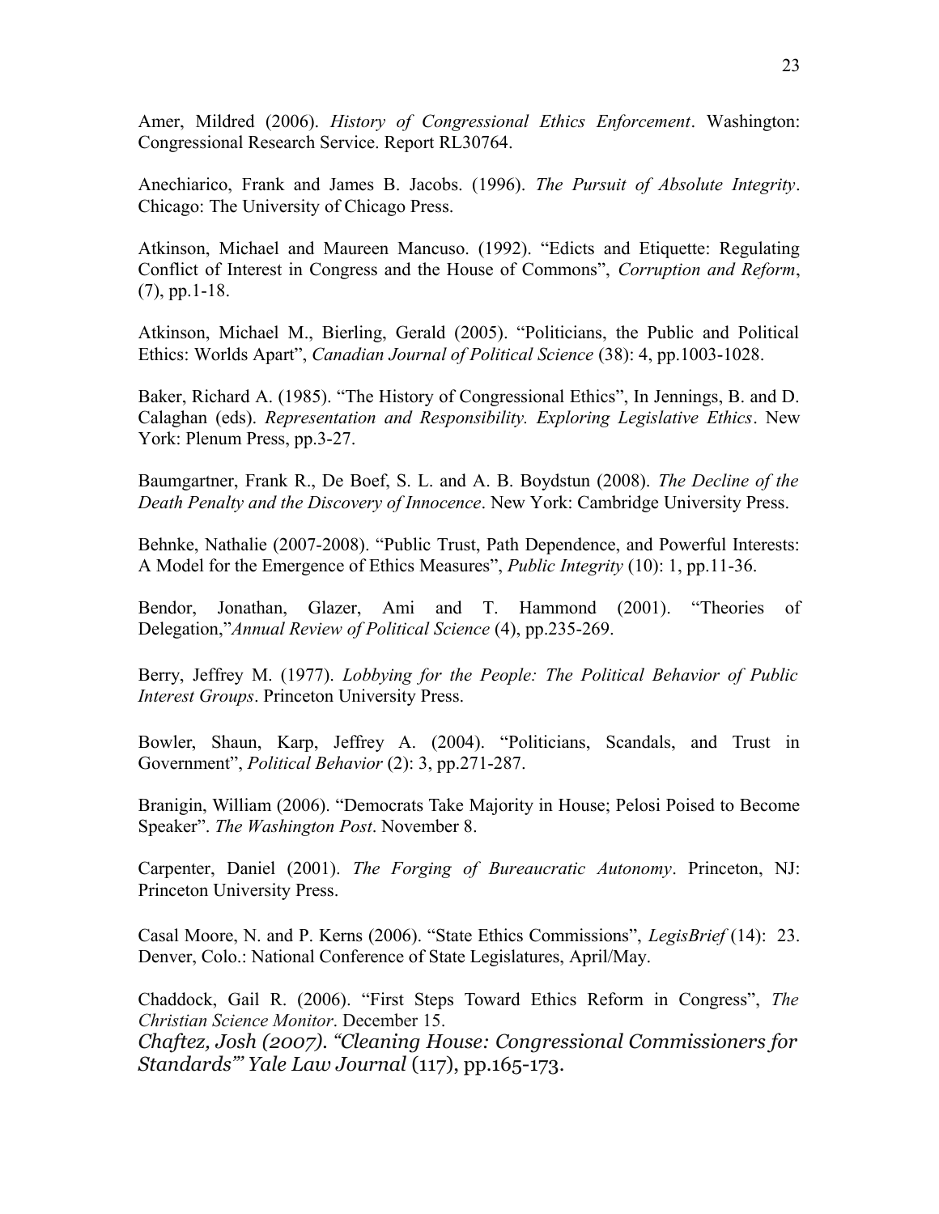Amer, Mildred (2006). *History of Congressional Ethics Enforcement*. Washington: Congressional Research Service. Report RL30764.

Anechiarico, Frank and James B. Jacobs. (1996). *The Pursuit of Absolute Integrity*. Chicago: The University of Chicago Press.

Atkinson, Michael and Maureen Mancuso. (1992). "Edicts and Etiquette: Regulating Conflict of Interest in Congress and the House of Commons", *Corruption and Reform*, (7), pp.1-18.

Atkinson, Michael M., Bierling, Gerald (2005). "Politicians, the Public and Political Ethics: Worlds Apart", *Canadian Journal of Political Science* (38): 4, pp.1003-1028.

Baker, Richard A. (1985). "The History of Congressional Ethics", In Jennings, B. and D. Calaghan (eds). *Representation and Responsibility. Exploring Legislative Ethics*. New York: Plenum Press, pp.3-27.

Baumgartner, Frank R., De Boef, S. L. and A. B. Boydstun (2008). *The Decline of the Death Penalty and the Discovery of Innocence*. New York: Cambridge University Press.

Behnke, Nathalie (2007-2008). "Public Trust, Path Dependence, and Powerful Interests: A Model for the Emergence of Ethics Measures", *Public Integrity* (10): 1, pp.11-36.

Bendor, Jonathan, Glazer, Ami and T. Hammond (2001). "Theories of Delegation,"*Annual Review of Political Science* (4), pp.235-269.

Berry, Jeffrey M. (1977). *Lobbying for the People: The Political Behavior of Public Interest Groups*. Princeton University Press.

Bowler, Shaun, Karp, Jeffrey A. (2004). "Politicians, Scandals, and Trust in Government", *Political Behavior* (2): 3, pp.271-287.

Branigin, William (2006). "Democrats Take Majority in House; Pelosi Poised to Become Speaker". *The Washington Post*. November 8.

Carpenter, Daniel (2001). *The Forging of Bureaucratic Autonomy*. Princeton, NJ: Princeton University Press.

Casal Moore, N. and P. Kerns (2006). "State Ethics Commissions", *LegisBrief* (14): 23. Denver, Colo.: National Conference of State Legislatures, April/May.

Chaddock, Gail R. (2006). "First Steps Toward Ethics Reform in Congress", *The Christian Science Monitor*. December 15.

*Chaftez, Josh (2007). "Cleaning House: Congressional Commissioners for Standards"' Yale Law Journal* (117), pp.165-173.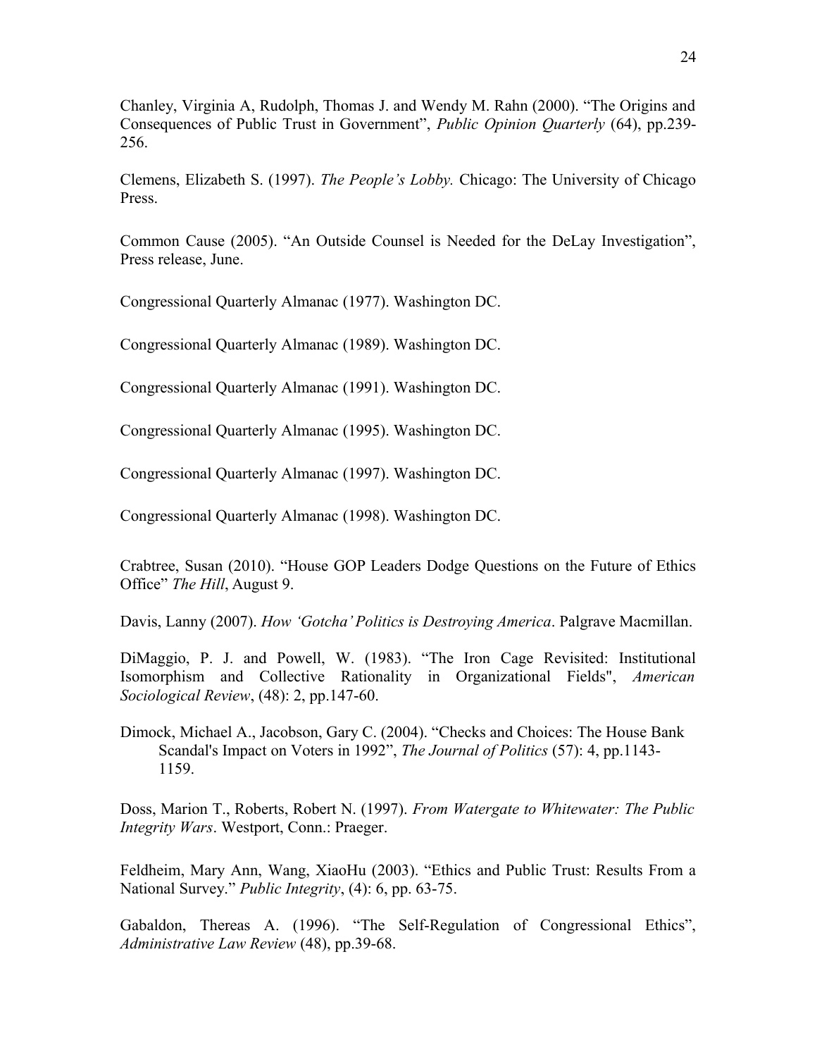Chanley, Virginia A, Rudolph, Thomas J. and Wendy M. Rahn (2000). "The Origins and Consequences of Public Trust in Government", *Public Opinion Quarterly* (64), pp.239-256.

Clemens, Elizabeth S. (1997). *The People's Lobby.* Chicago: The University of Chicago Press.

Common Cause (2005). "An Outside Counsel is Needed for the DeLay Investigation", Press release, June.

Congressional Quarterly Almanac (1977). Washington DC.

Congressional Quarterly Almanac (1989). Washington DC.

Congressional Quarterly Almanac (1991). Washington DC.

Congressional Quarterly Almanac (1995). Washington DC.

Congressional Quarterly Almanac (1997). Washington DC.

Congressional Quarterly Almanac (1998). Washington DC.

Crabtree, Susan (2010). "House GOP Leaders Dodge Questions on the Future of Ethics Office" *The Hill*, August 9.

Davis, Lanny (2007). *How 'Gotcha' Politics is Destroying America*. Palgrave Macmillan.

DiMaggio, P. J. and Powell, W. (1983). "The Iron Cage Revisited: Institutional Isomorphism and Collective Rationality in Organizational Fields", *American Sociological Review*, (48): 2, pp.147-60.

Dimock, Michael A., Jacobson, Gary C. (2004). "Checks and Choices: The House Bank Scandal's Impact on Voters in 1992", *The Journal of Politics* (57): 4, pp.1143-1159.

Doss, Marion T., Roberts, Robert N. (1997). *From Watergate to Whitewater: The Public Integrity Wars*. Westport, Conn.: Praeger.

Feldheim, Mary Ann, Wang, XiaoHu (2003). "Ethics and Public Trust: Results From a National Survey." *Public Integrity*, (4): 6, pp. 63-75.

Gabaldon, Thereas A. (1996). "The Self-Regulation of Congressional Ethics", *Administrative Law Review* (48), pp.39-68.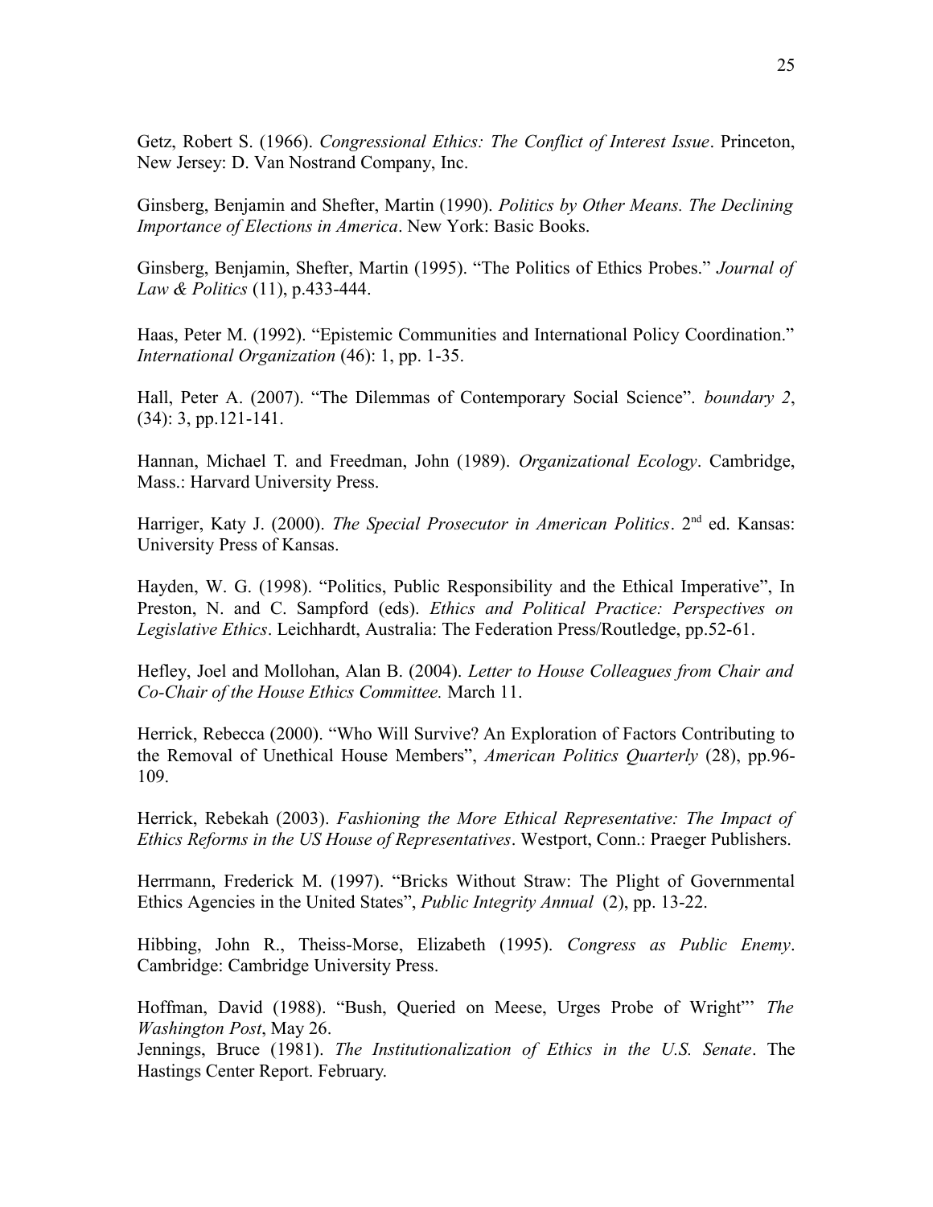Getz, Robert S. (1966). *Congressional Ethics: The Conflict of Interest Issue*. Princeton, New Jersey: D. Van Nostrand Company, Inc.

Ginsberg, Benjamin and Shefter, Martin (1990). *Politics by Other Means. The Declining Importance of Elections in America*. New York: Basic Books.

Ginsberg, Benjamin, Shefter, Martin (1995). "The Politics of Ethics Probes." *Journal of Law & Politics* (11), p.433-444.

Haas, Peter M. (1992). "Epistemic Communities and International Policy Coordination." *International Organization* (46): 1, pp. 1-35.

Hall, Peter A. (2007). "The Dilemmas of Contemporary Social Science". *boundary 2*, (34): 3, pp.121-141.

Hannan, Michael T. and Freedman, John (1989). *Organizational Ecology*. Cambridge, Mass.: Harvard University Press.

Harriger, Katy J. (2000). *The Special Prosecutor in American Politics*. 2nd ed. Kansas: University Press of Kansas.

Hayden, W. G. (1998). "Politics, Public Responsibility and the Ethical Imperative", In Preston, N. and C. Sampford (eds). *Ethics and Political Practice: Perspectives on Legislative Ethics*. Leichhardt, Australia: The Federation Press/Routledge, pp.52-61.

Hefley, Joel and Mollohan, Alan B. (2004). *Letter to House Colleagues from Chair and Co-Chair of the House Ethics Committee.* March 11.

Herrick, Rebecca (2000). "Who Will Survive? An Exploration of Factors Contributing to the Removal of Unethical House Members", *American Politics Quarterly* (28), pp.96-109.

Herrick, Rebekah (2003). *Fashioning the More Ethical Representative: The Impact of Ethics Reforms in the US House of Representatives*. Westport, Conn.: Praeger Publishers.

Herrmann, Frederick M. (1997). "Bricks Without Straw: The Plight of Governmental Ethics Agencies in the United States", *Public Integrity Annual* (2), pp. 13-22.

Hibbing, John R., Theiss-Morse, Elizabeth (1995). *Congress as Public Enemy*. Cambridge: Cambridge University Press.

Hoffman, David (1988). "Bush, Queried on Meese, Urges Probe of Wright"' *The Washington Post*, May 26.

Jennings, Bruce (1981). *The Institutionalization of Ethics in the U.S. Senate*. The Hastings Center Report. February.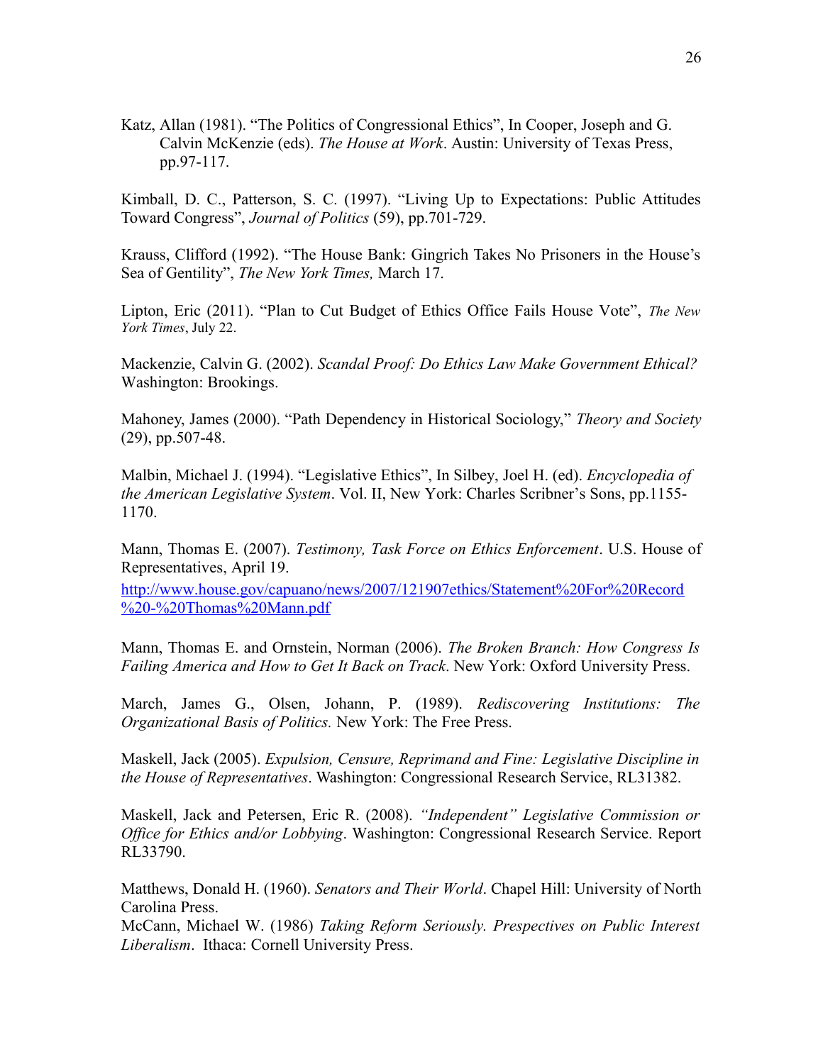Katz, Allan (1981). "The Politics of Congressional Ethics", In Cooper, Joseph and G. Calvin McKenzie (eds). *The House at Work*. Austin: University of Texas Press, pp.97-117.

Kimball, D. C., Patterson, S. C. (1997). "Living Up to Expectations: Public Attitudes Toward Congress", *Journal of Politics* (59), pp.701-729.

Krauss, Clifford (1992). "The House Bank: Gingrich Takes No Prisoners in the House's Sea of Gentility", *The New York Times,* March 17.

Lipton, Eric (2011). "Plan to Cut Budget of Ethics Office Fails House Vote", *The New York Times*, July 22.

Mackenzie, Calvin G. (2002). *Scandal Proof: Do Ethics Law Make Government Ethical?* Washington: Brookings.

Mahoney, James (2000). "Path Dependency in Historical Sociology," *Theory and Society* (29), pp.507-48.

Malbin, Michael J. (1994). "Legislative Ethics", In Silbey, Joel H. (ed). *Encyclopedia of the American Legislative System*. Vol. II, New York: Charles Scribner's Sons, pp.1155-1170.

Mann, Thomas E. (2007). *Testimony, Task Force on Ethics Enforcement*. U.S. House of Representatives, April 19.
http://www.house.gov/capuano/news/2007/121907ethics/Statement%20For%20Record%20-%20Thomas%20Mann.pdf

Mann, Thomas E. and Ornstein, Norman (2006). *The Broken Branch: How Congress Is Failing America and How to Get It Back on Track*. New York: Oxford University Press.

March, James G., Olsen, Johann, P. (1989). *Rediscovering Institutions: The Organizational Basis of Politics.* New York: The Free Press.

Maskell, Jack (2005). *Expulsion, Censure, Reprimand and Fine: Legislative Discipline in the House of Representatives*. Washington: Congressional Research Service, RL31382.

Maskell, Jack and Petersen, Eric R. (2008). *"Independent" Legislative Commission or Office for Ethics and/or Lobbying*. Washington: Congressional Research Service. Report RL33790.

Matthews, Donald H. (1960). *Senators and Their World*. Chapel Hill: University of North Carolina Press.
McCann, Michael W. (1986) *Taking Reform Seriously. Prespectives on Public Interest Liberalism*. Ithaca: Cornell University Press.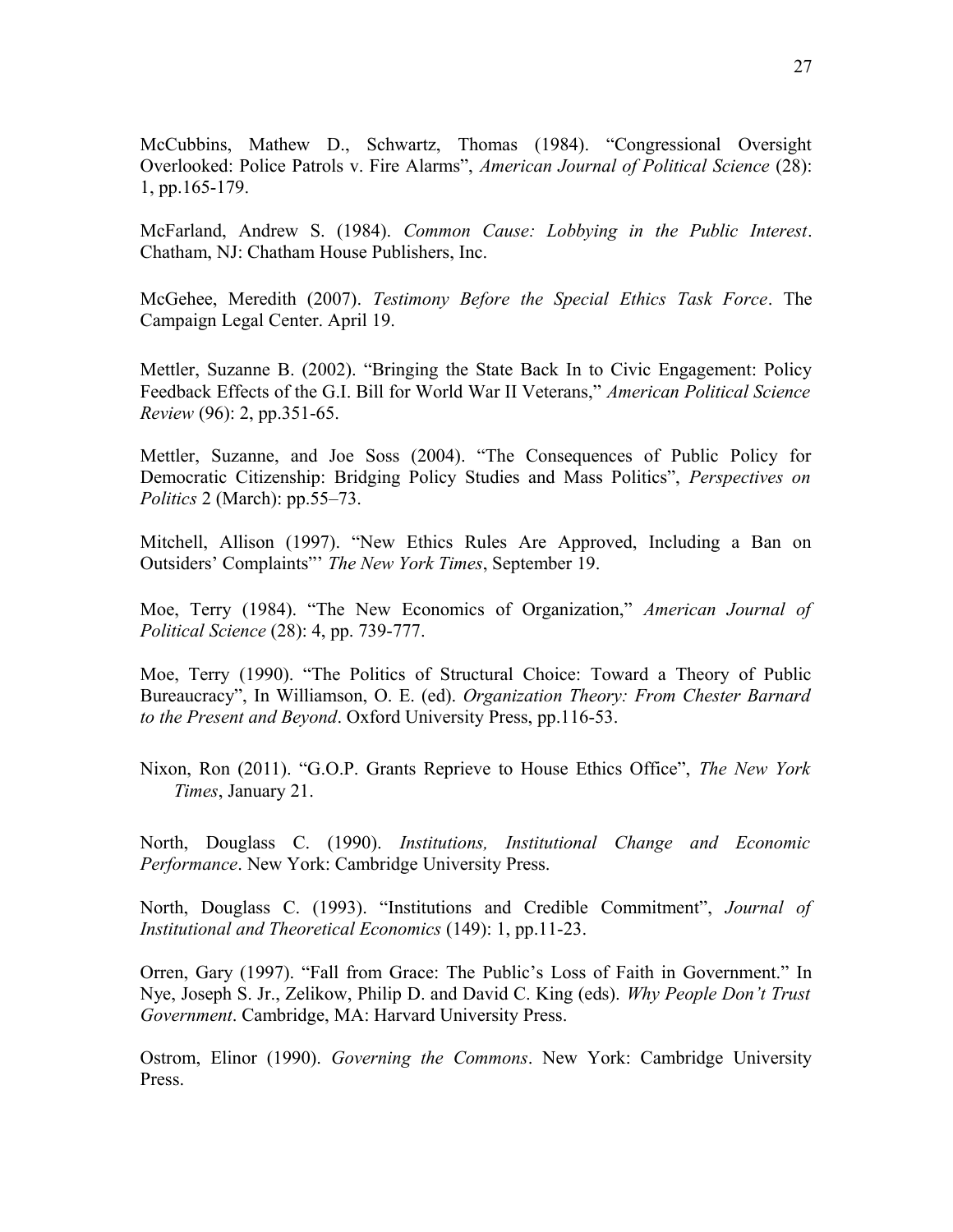McCubbins, Mathew D., Schwartz, Thomas (1984). "Congressional Oversight Overlooked: Police Patrols v. Fire Alarms", *American Journal of Political Science* (28): 1, pp.165-179.

McFarland, Andrew S. (1984). *Common Cause: Lobbying in the Public Interest*. Chatham, NJ: Chatham House Publishers, Inc.

McGehee, Meredith (2007). *Testimony Before the Special Ethics Task Force*. The Campaign Legal Center. April 19.

Mettler, Suzanne B. (2002). "Bringing the State Back In to Civic Engagement: Policy Feedback Effects of the G.I. Bill for World War II Veterans," *American Political Science Review* (96): 2, pp.351-65.

Mettler, Suzanne, and Joe Soss (2004). "The Consequences of Public Policy for Democratic Citizenship: Bridging Policy Studies and Mass Politics", *Perspectives on Politics* 2 (March): pp.55–73.

Mitchell, Allison (1997). "New Ethics Rules Are Approved, Including a Ban on Outsiders' Complaints"' *The New York Times*, September 19.

Moe, Terry (1984). "The New Economics of Organization," *American Journal of Political Science* (28): 4, pp. 739-777.

Moe, Terry (1990). "The Politics of Structural Choice: Toward a Theory of Public Bureaucracy", In Williamson, O. E. (ed). *Organization Theory: From Chester Barnard to the Present and Beyond*. Oxford University Press, pp.116-53.

Nixon, Ron (2011). "G.O.P. Grants Reprieve to House Ethics Office", *The New York Times*, January 21.

North, Douglass C. (1990). *Institutions, Institutional Change and Economic Performance*. New York: Cambridge University Press.

North, Douglass C. (1993). "Institutions and Credible Commitment", *Journal of Institutional and Theoretical Economics* (149): 1, pp.11-23.

Orren, Gary (1997). "Fall from Grace: The Public's Loss of Faith in Government." In Nye, Joseph S. Jr., Zelikow, Philip D. and David C. King (eds). *Why People Don't Trust Government*. Cambridge, MA: Harvard University Press.

Ostrom, Elinor (1990). *Governing the Commons*. New York: Cambridge University Press.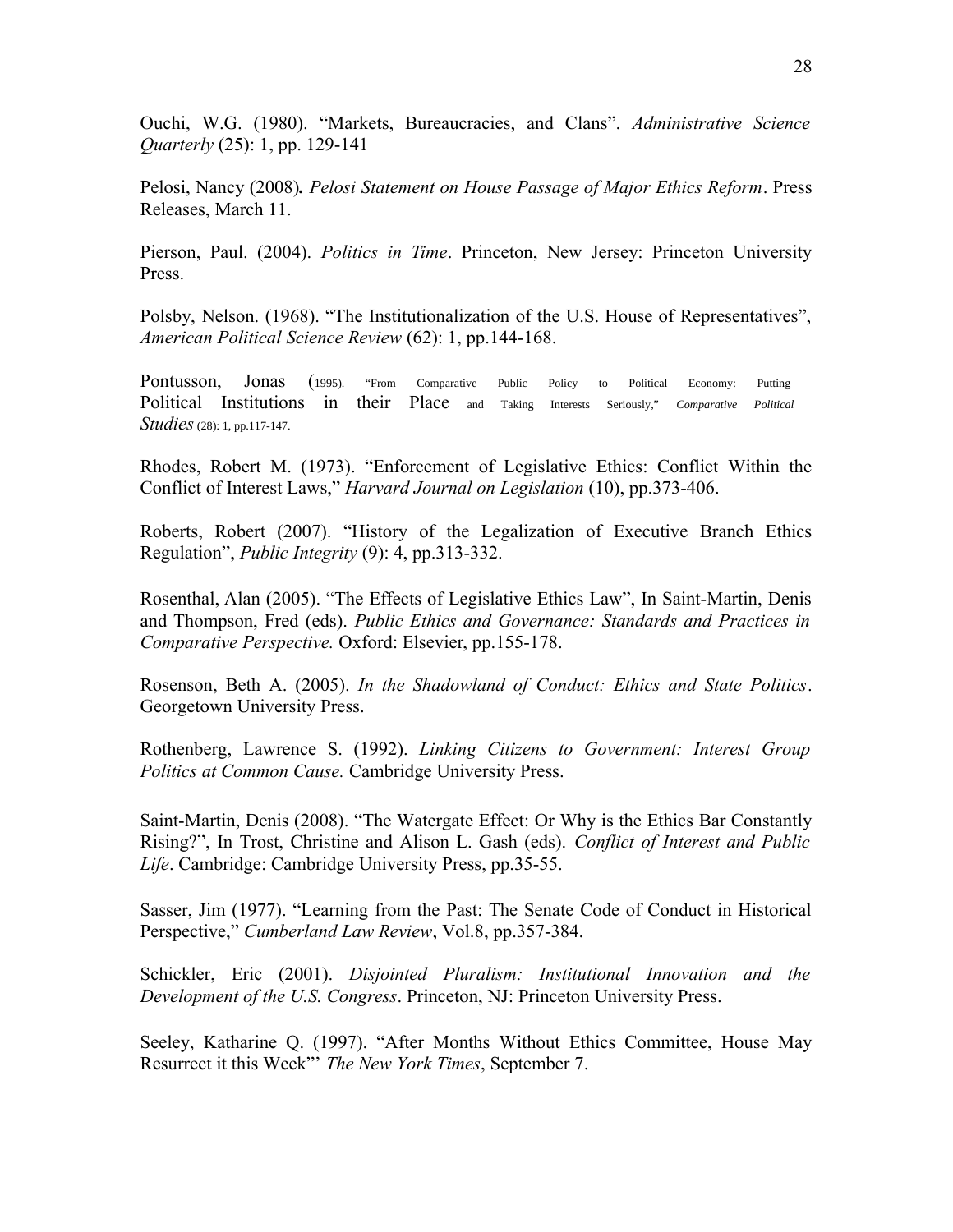Ouchi, W.G. (1980). "Markets, Bureaucracies, and Clans". *Administrative Science Quarterly* (25): 1, pp. 129-141

Pelosi, Nancy (2008)**.** *Pelosi Statement on House Passage of Major Ethics Reform*. Press Releases, March 11.

Pierson, Paul. (2004). *Politics in Time*. Princeton, New Jersey: Princeton University Press.

Polsby, Nelson. (1968). "The Institutionalization of the U.S. House of Representatives", *American Political Science Review* (62): 1, pp.144-168.

Pontusson, Jonas (1995). "From Comparative Public Policy to Political Economy: Putting Political Institutions in their Place and Taking Interests Seriously," *Comparative Political Studies* (28): 1, pp.117-147.

Rhodes, Robert M. (1973). "Enforcement of Legislative Ethics: Conflict Within the Conflict of Interest Laws," *Harvard Journal on Legislation* (10), pp.373-406.

Roberts, Robert (2007). "History of the Legalization of Executive Branch Ethics Regulation", *Public Integrity* (9): 4, pp.313-332.

Rosenthal, Alan (2005). "The Effects of Legislative Ethics Law", In Saint-Martin, Denis and Thompson, Fred (eds). *Public Ethics and Governance: Standards and Practices in Comparative Perspective.* Oxford: Elsevier, pp.155-178.

Rosenson, Beth A. (2005). *In the Shadowland of Conduct: Ethics and State Politics*. Georgetown University Press.

Rothenberg, Lawrence S. (1992). *Linking Citizens to Government: Interest Group Politics at Common Cause.* Cambridge University Press.

Saint-Martin, Denis (2008). "The Watergate Effect: Or Why is the Ethics Bar Constantly Rising?", In Trost, Christine and Alison L. Gash (eds). *Conflict of Interest and Public Life*. Cambridge: Cambridge University Press, pp.35-55.

Sasser, Jim (1977). "Learning from the Past: The Senate Code of Conduct in Historical Perspective," *Cumberland Law Review*, Vol.8, pp.357-384.

Schickler, Eric (2001). *Disjointed Pluralism: Institutional Innovation and the Development of the U.S. Congress*. Princeton, NJ: Princeton University Press.

Seeley, Katharine Q. (1997). "After Months Without Ethics Committee, House May Resurrect it this Week"' *The New York Times*, September 7.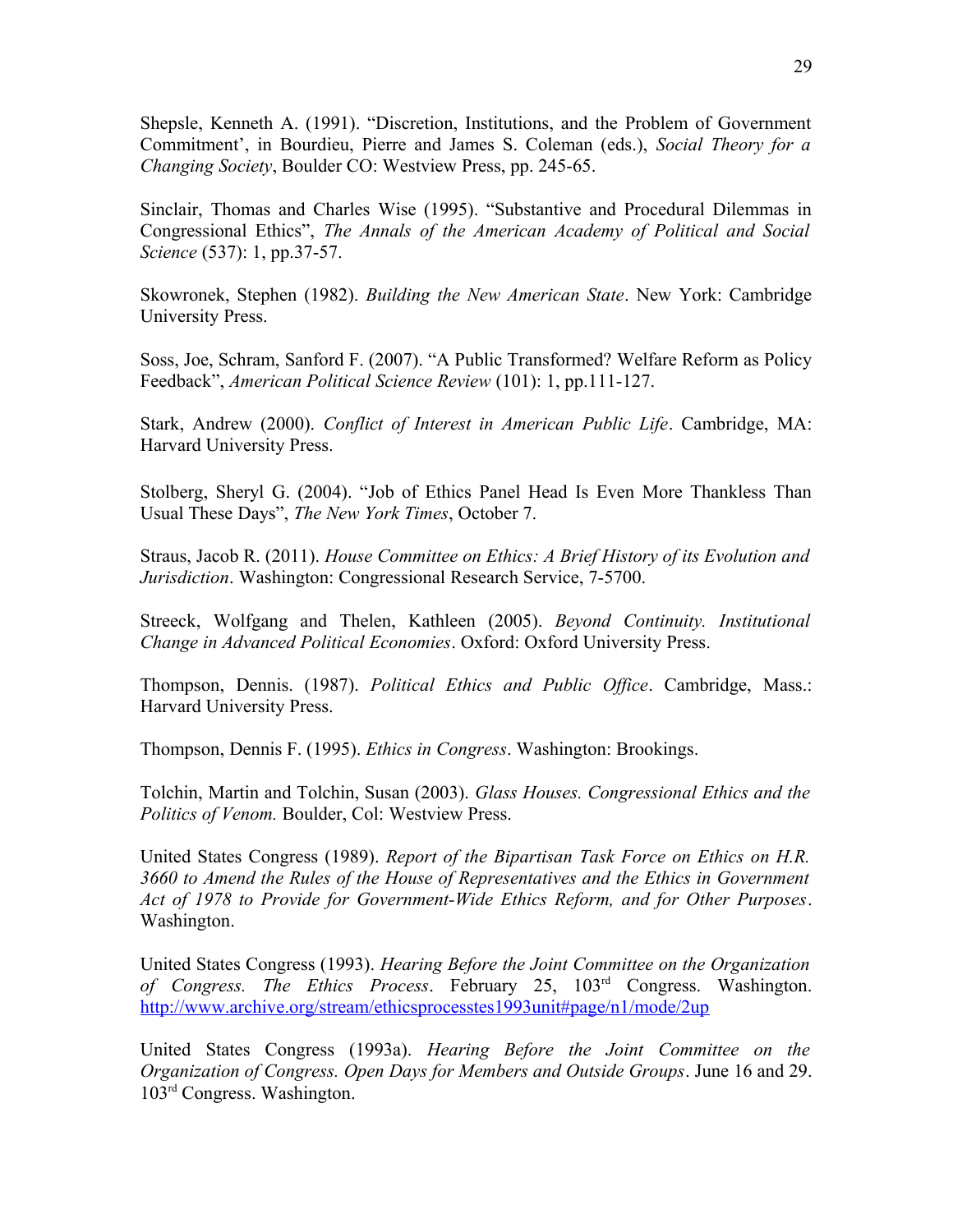Shepsle, Kenneth A. (1991). "Discretion, Institutions, and the Problem of Government Commitment', in Bourdieu, Pierre and James S. Coleman (eds.), *Social Theory for a Changing Society*, Boulder CO: Westview Press, pp. 245-65.

Sinclair, Thomas and Charles Wise (1995). "Substantive and Procedural Dilemmas in Congressional Ethics", *The Annals of the American Academy of Political and Social Science* (537): 1, pp.37-57.

Skowronek, Stephen (1982). *Building the New American State*. New York: Cambridge University Press.

Soss, Joe, Schram, Sanford F. (2007). "A Public Transformed? Welfare Reform as Policy Feedback", *American Political Science Review* (101): 1, pp.111-127.

Stark, Andrew (2000). *Conflict of Interest in American Public Life*. Cambridge, MA: Harvard University Press.

Stolberg, Sheryl G. (2004). "Job of Ethics Panel Head Is Even More Thankless Than Usual These Days", *The New York Times*, October 7.

Straus, Jacob R. (2011). *House Committee on Ethics: A Brief History of its Evolution and Jurisdiction*. Washington: Congressional Research Service, 7-5700.

Streeck, Wolfgang and Thelen, Kathleen (2005). *Beyond Continuity. Institutional Change in Advanced Political Economies*. Oxford: Oxford University Press.

Thompson, Dennis. (1987). *Political Ethics and Public Office*. Cambridge, Mass.: Harvard University Press.

Thompson, Dennis F. (1995). *Ethics in Congress*. Washington: Brookings.

Tolchin, Martin and Tolchin, Susan (2003). *Glass Houses. Congressional Ethics and the Politics of Venom.* Boulder, Col: Westview Press.

United States Congress (1989). *Report of the Bipartisan Task Force on Ethics on H.R. 3660 to Amend the Rules of the House of Representatives and the Ethics in Government Act of 1978 to Provide for Government-Wide Ethics Reform, and for Other Purposes*. Washington.

United States Congress (1993). *Hearing Before the Joint Committee on the Organization of Congress. The Ethics Process*. February 25, 103rd Congress. Washington. http://www.archive.org/stream/ethicsprocesstes1993unit#page/n1/mode/2up

United States Congress (1993a). *Hearing Before the Joint Committee on the Organization of Congress. Open Days for Members and Outside Groups*. June 16 and 29. 103rd Congress. Washington.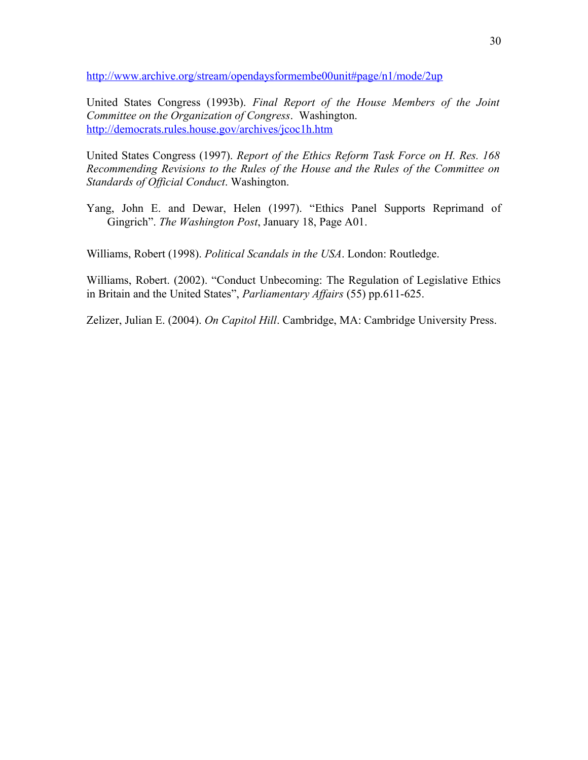http://www.archive.org/stream/opendaysformembe00unit#page/n1/mode/2up

United States Congress (1993b). *Final Report of the House Members of the Joint Committee on the Organization of Congress*. Washington. http://democrats.rules.house.gov/archives/jcoc1h.htm

United States Congress (1997). *Report of the Ethics Reform Task Force on H. Res. 168 Recommending Revisions to the Rules of the House and the Rules of the Committee on Standards of Official Conduct*. Washington.

Yang, John E. and Dewar, Helen (1997). "Ethics Panel Supports Reprimand of Gingrich". *The Washington Post*, January 18, Page A01.

Williams, Robert (1998). *Political Scandals in the USA*. London: Routledge.

Williams, Robert. (2002). "Conduct Unbecoming: The Regulation of Legislative Ethics in Britain and the United States", *Parliamentary Affairs* (55) pp.611-625.

Zelizer, Julian E. (2004). *On Capitol Hill*. Cambridge, MA: Cambridge University Press.